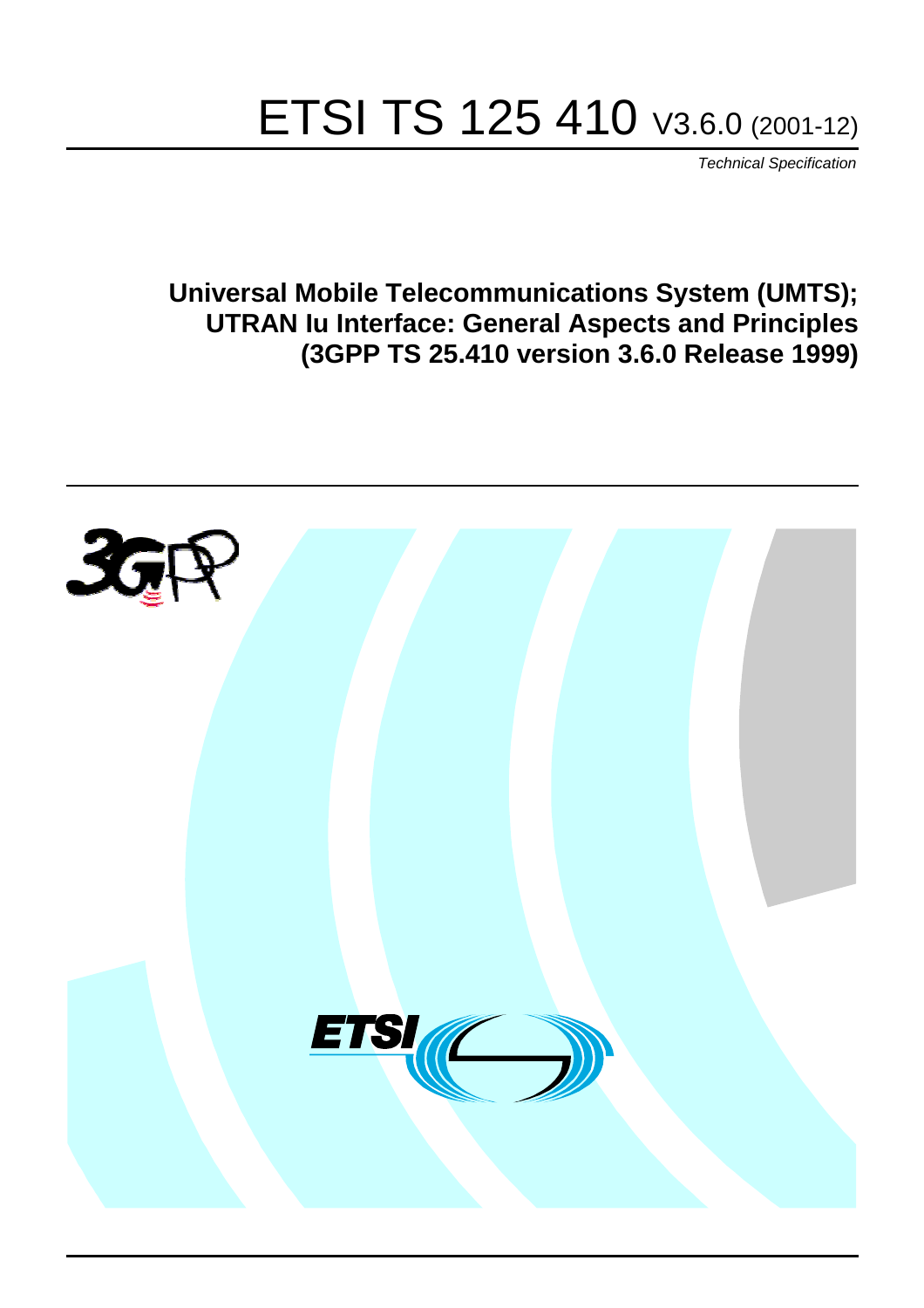# ETSI TS 125 410 V3.6.0 (2001-12)

*Technical Specification*

**Universal Mobile Telecommunications System (UMTS); UTRAN Iu Interface: General Aspects and Principles (3GPP TS 25.410 version 3.6.0 Release 1999)**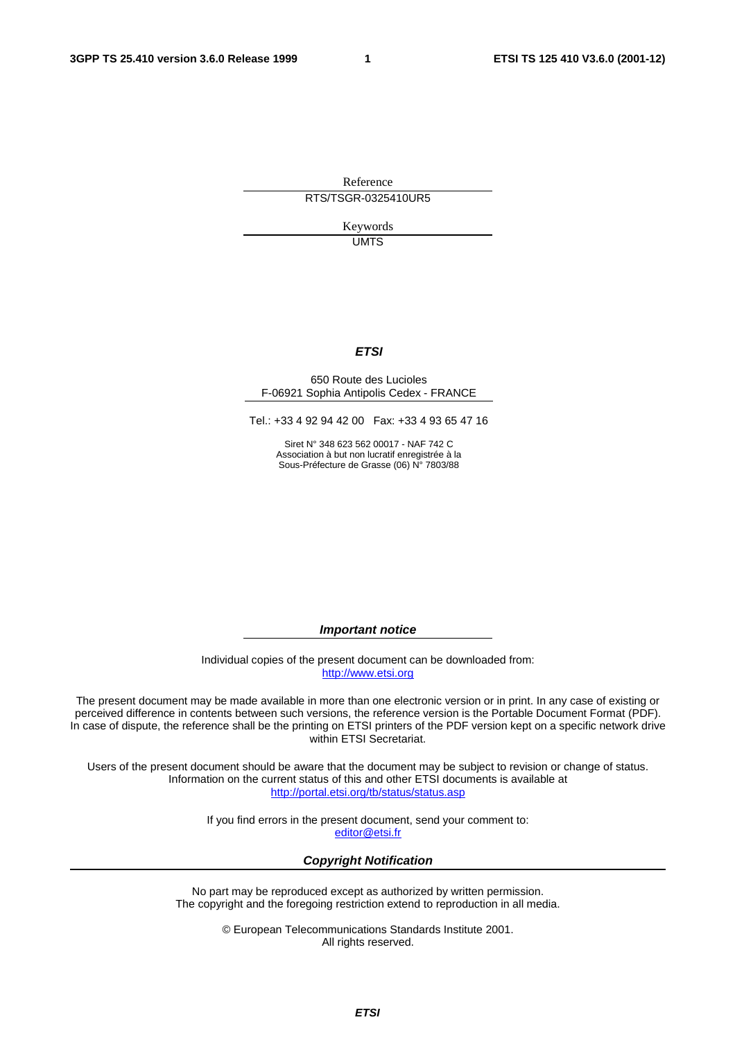Reference

RTS/TSGR-0325410UR5

Keywords

UMTS

***ETSI***

650 Route des Lucioles
F-06921 Sophia Antipolis Cedex - FRANCE

Tel.: +33 4 92 94 42 00 Fax: +33 4 93 65 47 16

Siret N° 348 623 562 00017 - NAF 742 C
Association à but non lucratif enregistrée à la
Sous-Préfecture de Grasse (06) N° 7803/88

***Important notice***

Individual copies of the present document can be downloaded from:
http://www.etsi.org

The present document may be made available in more than one electronic version or in print. In any case of existing or perceived difference in contents between such versions, the reference version is the Portable Document Format (PDF). In case of dispute, the reference shall be the printing on ETSI printers of the PDF version kept on a specific network drive within ETSI Secretariat.

Users of the present document should be aware that the document may be subject to revision or change of status. Information on the current status of this and other ETSI documents is available at
http://portal.etsi.org/tb/status/status.asp

If you find errors in the present document, send your comment to:
editor@etsi.fr

***Copyright Notification***

No part may be reproduced except as authorized by written permission.
The copyright and the foregoing restriction extend to reproduction in all media.

© European Telecommunications Standards Institute 2001.
All rights reserved.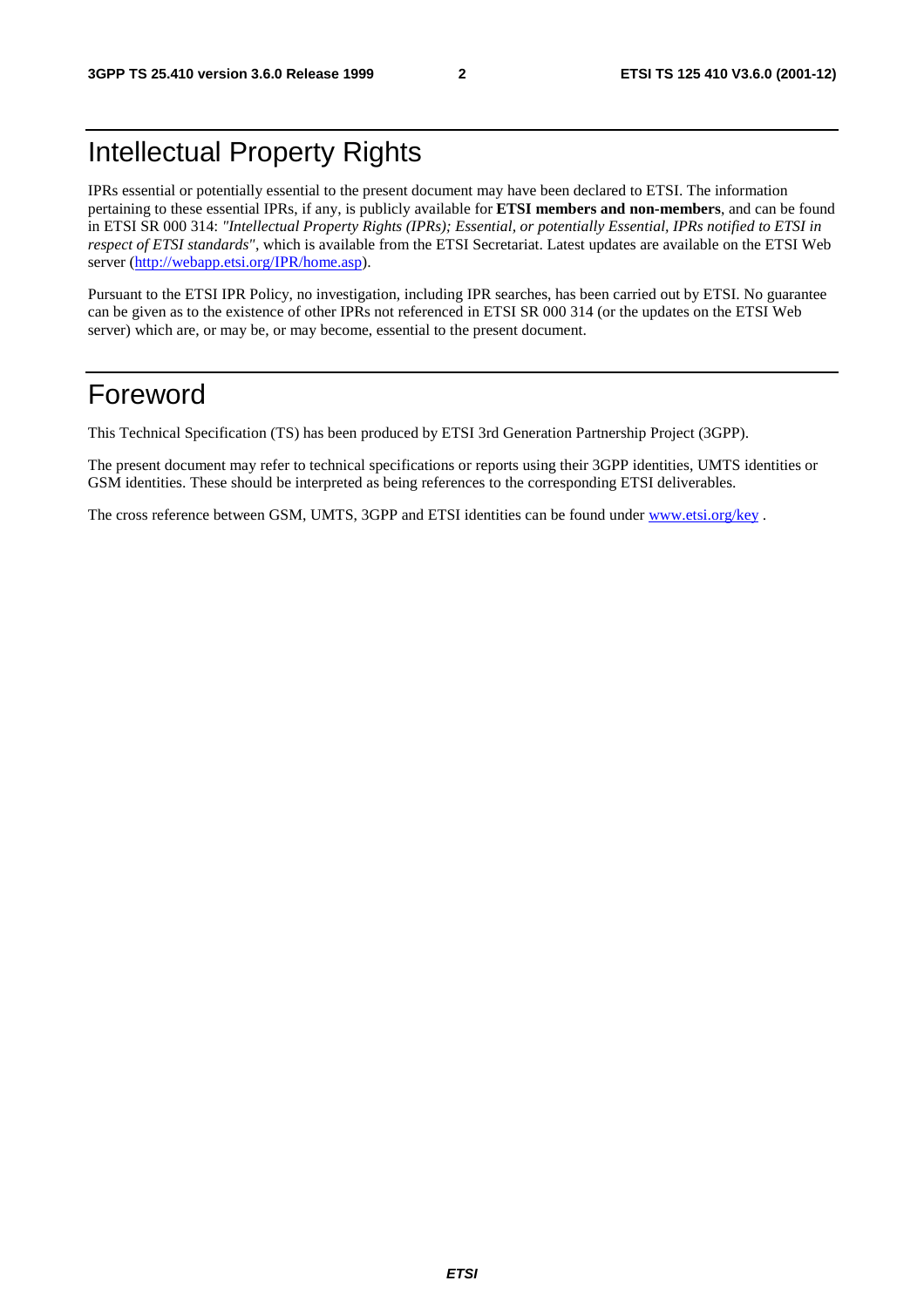# Intellectual Property Rights

IPRs essential or potentially essential to the present document may have been declared to ETSI. The information pertaining to these essential IPRs, if any, is publicly available for **ETSI members and non-members**, and can be found in ETSI SR 000 314: *"Intellectual Property Rights (IPRs); Essential, or potentially Essential, IPRs notified to ETSI in respect of ETSI standards"*, which is available from the ETSI Secretariat. Latest updates are available on the ETSI Web server (http://webapp.etsi.org/IPR/home.asp).

Pursuant to the ETSI IPR Policy, no investigation, including IPR searches, has been carried out by ETSI. No guarantee can be given as to the existence of other IPRs not referenced in ETSI SR 000 314 (or the updates on the ETSI Web server) which are, or may be, or may become, essential to the present document.

# Foreword

This Technical Specification (TS) has been produced by ETSI 3rd Generation Partnership Project (3GPP).

The present document may refer to technical specifications or reports using their 3GPP identities, UMTS identities or GSM identities. These should be interpreted as being references to the corresponding ETSI deliverables.

The cross reference between GSM, UMTS, 3GPP and ETSI identities can be found under www.etsi.org/key .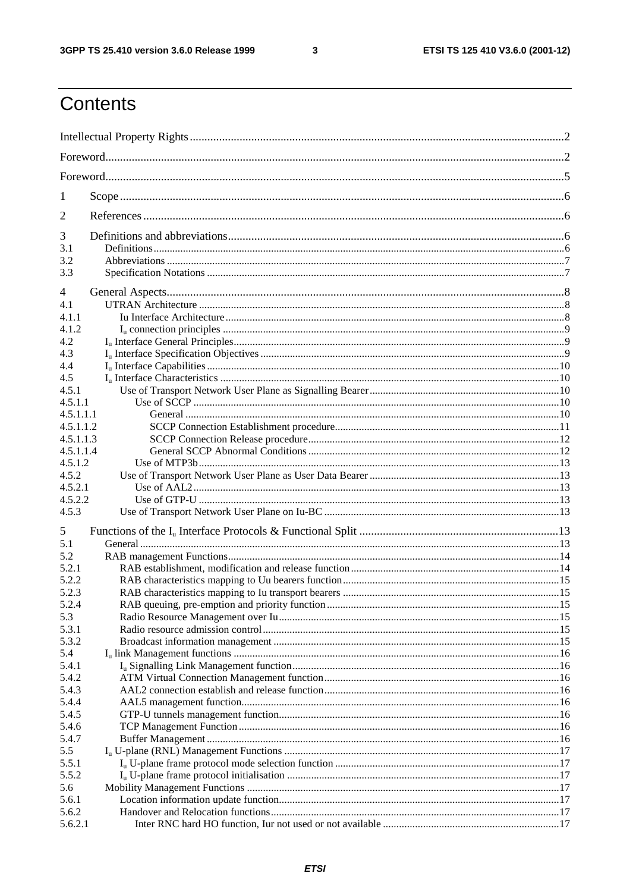# Contents

Intellectual Property Rights....................2
Foreword....................2
Foreword....................5
1 Scope....................6
2 References....................6
3 Definitions and abbreviations....................6
3.1 Definitions....................6
3.2 Abbreviations....................7
3.3 Specification Notations....................7
4 General Aspects....................8
4.1 UTRAN Architecture....................8
4.1.1 Iu Interface Architecture....................8
4.1.2 $I_u$ connection principles....................9
4.2 $I_u$ Interface General Principles....................9
4.3 $I_u$ Interface Specification Objectives....................9
4.4 $I_u$ Interface Capabilities....................10
4.5 $I_u$ Interface Characteristics....................10
4.5.1 Use of Transport Network User Plane as Signalling Bearer....................10
4.5.1.1 Use of SCCP....................10
4.5.1.1.1 General....................10
4.5.1.1.2 SCCP Connection Establishment procedure....................11
4.5.1.1.3 SCCP Connection Release procedure....................12
4.5.1.1.4 General SCCP Abnormal Conditions....................12
4.5.1.2 Use of MTP3b....................13
4.5.2 Use of Transport Network User Plane as User Data Bearer....................13
4.5.2.1 Use of AAL2....................13
4.5.2.2 Use of GTP-U....................13
4.5.3 Use of Transport Network User Plane on Iu-BC....................13
5 Functions of the $I_u$ Interface Protocols & Functional Split....................13
5.1 General....................13
5.2 RAB management Functions....................14
5.2.1 RAB establishment, modification and release function....................14
5.2.2 RAB characteristics mapping to Uu bearers function....................15
5.2.3 RAB characteristics mapping to Iu transport bearers....................15
5.2.4 RAB queuing, pre-emption and priority function....................15
5.3 Radio Resource Management over Iu....................15
5.3.1 Radio resource admission control....................15
5.3.2 Broadcast information management....................15
5.4 $I_u$ link Management functions....................16
5.4.1 $I_u$ Signalling Link Management function....................16
5.4.2 ATM Virtual Connection Management function....................16
5.4.3 AAL2 connection establish and release function....................16
5.4.4 AAL5 management function....................16
5.4.5 GTP-U tunnels management function....................16
5.4.6 TCP Management Function....................16
5.4.7 Buffer Management....................16
5.5 $I_u$ U-plane (RNL) Management Functions....................17
5.5.1 $I_u$ U-plane frame protocol mode selection function....................17
5.5.2 $I_u$ U-plane frame protocol initialisation....................17
5.6 Mobility Management Functions....................17
5.6.1 Location information update function....................17
5.6.2 Handover and Relocation functions....................17
5.6.2.1 Inter RNC hard HO function, Iur not used or not available....................17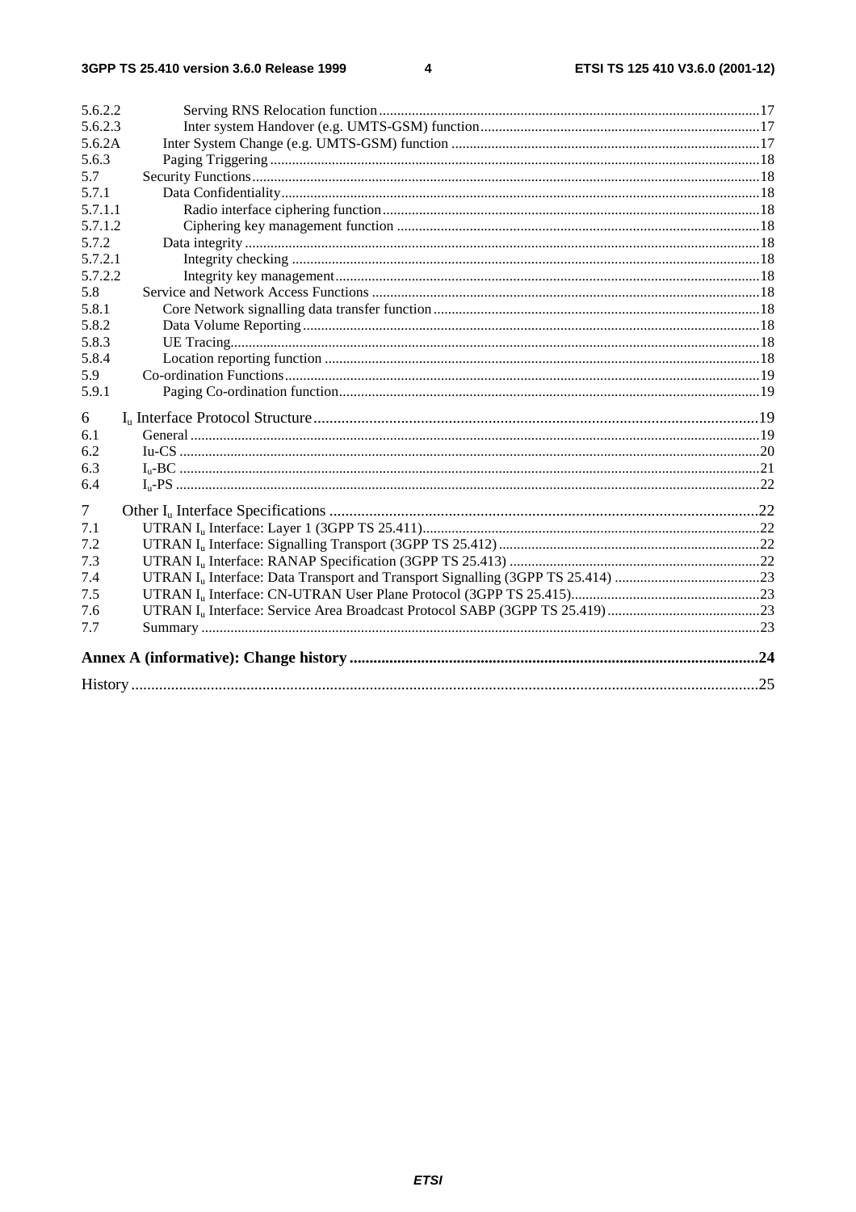5.6.2.2 Serving RNS Relocation function .....17
5.6.2.3 Inter system Handover (e.g. UMTS-GSM) function .....17
5.6.2A Inter System Change (e.g. UMTS-GSM) function .....17
5.6.3 Paging Triggering .....18
5.7 Security Functions .....18
5.7.1 Data Confidentiality .....18
5.7.1.1 Radio interface ciphering function .....18
5.7.1.2 Ciphering key management function .....18
5.7.2 Data integrity .....18
5.7.2.1 Integrity checking .....18
5.7.2.2 Integrity key management .....18
5.8 Service and Network Access Functions .....18
5.8.1 Core Network signalling data transfer function .....18
5.8.2 Data Volume Reporting .....18
5.8.3 UE Tracing .....18
5.8.4 Location reporting function .....18
5.9 Co-ordination Functions .....19
5.9.1 Paging Co-ordination function .....19

6 $I_u$ Interface Protocol Structure .....19
6.1 General .....19
6.2 Iu-CS .....20
6.3 $I_u$-BC .....21
6.4 $I_u$-PS .....22

7 Other $I_u$ Interface Specifications .....22
7.1 UTRAN $I_u$ Interface: Layer 1 (3GPP TS 25.411) .....22
7.2 UTRAN $I_u$ Interface: Signalling Transport (3GPP TS 25.412) .....22
7.3 UTRAN $I_u$ Interface: RANAP Specification (3GPP TS 25.413) .....22
7.4 UTRAN $I_u$ Interface: Data Transport and Transport Signalling (3GPP TS 25.414) .....23
7.5 UTRAN $I_u$ Interface: CN-UTRAN User Plane Protocol (3GPP TS 25.415) .....23
7.6 UTRAN $I_u$ Interface: Service Area Broadcast Protocol SABP (3GPP TS 25.419) .....23
7.7 Summary .....23

**Annex A (informative): Change history .....24**

History .....25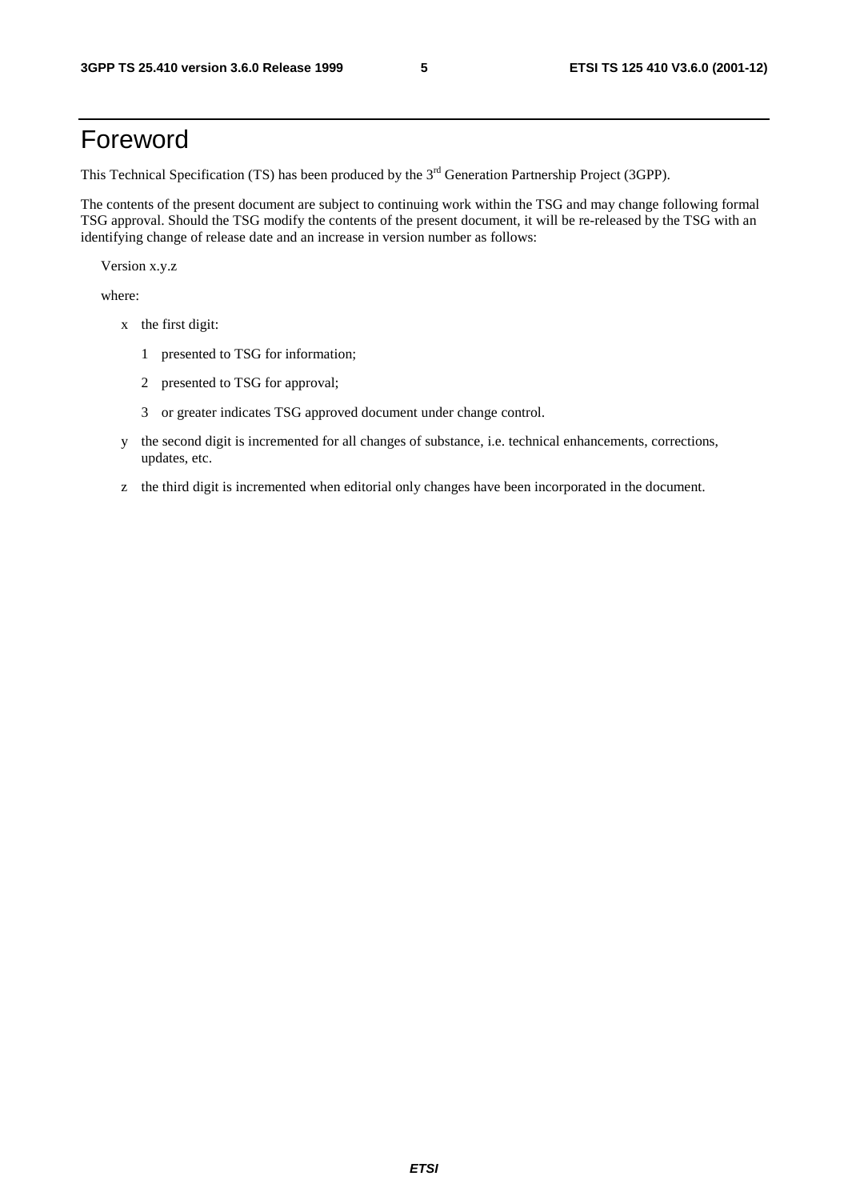# Foreword

This Technical Specification (TS) has been produced by the 3rd Generation Partnership Project (3GPP).

The contents of the present document are subject to continuing work within the TSG and may change following formal TSG approval. Should the TSG modify the contents of the present document, it will be re-released by the TSG with an identifying change of release date and an increase in version number as follows:

Version x.y.z

where:

- x the first digit:
  - 1 presented to TSG for information;
  - 2 presented to TSG for approval;
  - 3 or greater indicates TSG approved document under change control.
- y the second digit is incremented for all changes of substance, i.e. technical enhancements, corrections, updates, etc.
- z the third digit is incremented when editorial only changes have been incorporated in the document.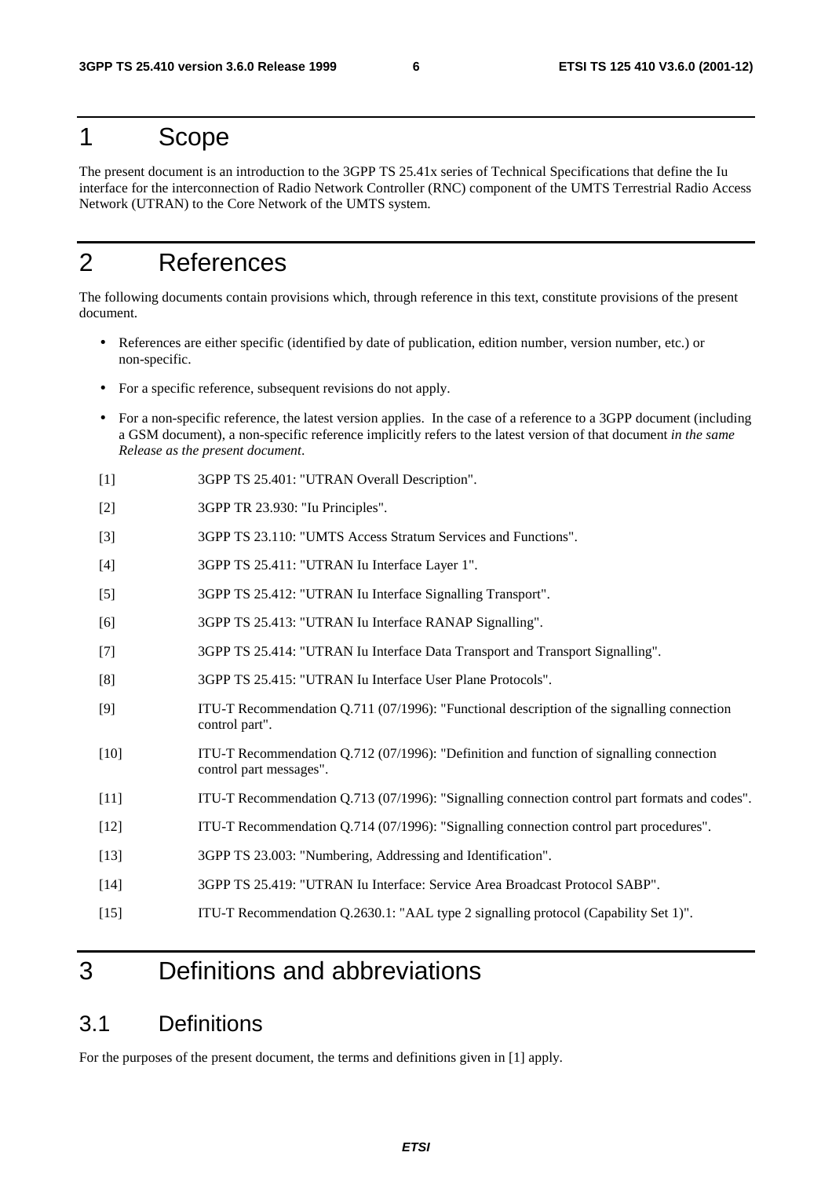# 1 Scope

The present document is an introduction to the 3GPP TS 25.41x series of Technical Specifications that define the Iu interface for the interconnection of Radio Network Controller (RNC) component of the UMTS Terrestrial Radio Access Network (UTRAN) to the Core Network of the UMTS system.

# 2 References

The following documents contain provisions which, through reference in this text, constitute provisions of the present document.

- References are either specific (identified by date of publication, edition number, version number, etc.) or non-specific.
- For a specific reference, subsequent revisions do not apply.
- For a non-specific reference, the latest version applies. In the case of a reference to a 3GPP document (including a GSM document), a non-specific reference implicitly refers to the latest version of that document *in the same Release as the present document*.

[1] 3GPP TS 25.401: "UTRAN Overall Description".

[2] 3GPP TR 23.930: "Iu Principles".

[3] 3GPP TS 23.110: "UMTS Access Stratum Services and Functions".

[4] 3GPP TS 25.411: "UTRAN Iu Interface Layer 1".

[5] 3GPP TS 25.412: "UTRAN Iu Interface Signalling Transport".

[6] 3GPP TS 25.413: "UTRAN Iu Interface RANAP Signalling".

[7] 3GPP TS 25.414: "UTRAN Iu Interface Data Transport and Transport Signalling".

[8] 3GPP TS 25.415: "UTRAN Iu Interface User Plane Protocols".

[9] ITU-T Recommendation Q.711 (07/1996): "Functional description of the signalling connection control part".

[10] ITU-T Recommendation Q.712 (07/1996): "Definition and function of signalling connection control part messages".

[11] ITU-T Recommendation Q.713 (07/1996): "Signalling connection control part formats and codes".

[12] ITU-T Recommendation Q.714 (07/1996): "Signalling connection control part procedures".

[13] 3GPP TS 23.003: "Numbering, Addressing and Identification".

[14] 3GPP TS 25.419: "UTRAN Iu Interface: Service Area Broadcast Protocol SABP".

[15] ITU-T Recommendation Q.2630.1: "AAL type 2 signalling protocol (Capability Set 1)".

# 3 Definitions and abbreviations

## 3.1 Definitions

For the purposes of the present document, the terms and definitions given in [1] apply.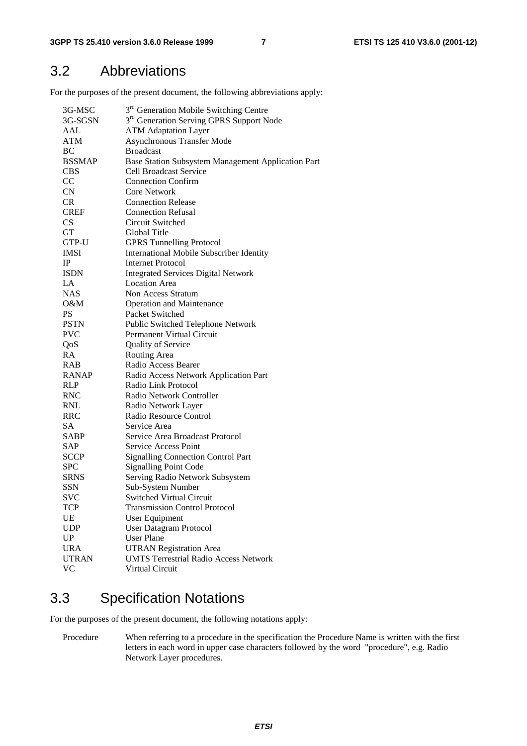## 3.2 Abbreviations

For the purposes of the present document, the following abbreviations apply:

| | |
|---|---|
| 3G-MSC | 3rd Generation Mobile Switching Centre |
| 3G-SGSN | 3rd Generation Serving GPRS Support Node |
| AAL | ATM Adaptation Layer |
| ATM | Asynchronous Transfer Mode |
| BC | Broadcast |
| BSSMAP | Base Station Subsystem Management Application Part |
| CBS | Cell Broadcast Service |
| CC | Connection Confirm |
| CN | Core Network |
| CR | Connection Release |
| CREF | Connection Refusal |
| CS | Circuit Switched |
| GT | Global Title |
| GTP-U | GPRS Tunnelling Protocol |
| IMSI | International Mobile Subscriber Identity |
| IP | Internet Protocol |
| ISDN | Integrated Services Digital Network |
| LA | Location Area |
| NAS | Non Access Stratum |
| O&M | Operation and Maintenance |
| PS | Packet Switched |
| PSTN | Public Switched Telephone Network |
| PVC | Permanent Virtual Circuit |
| QoS | Quality of Service |
| RA | Routing Area |
| RAB | Radio Access Bearer |
| RANAP | Radio Access Network Application Part |
| RLP | Radio Link Protocol |
| RNC | Radio Network Controller |
| RNL | Radio Network Layer |
| RRC | Radio Resource Control |
| SA | Service Area |
| SABP | Service Area Broadcast Protocol |
| SAP | Service Access Point |
| SCCP | Signalling Connection Control Part |
| SPC | Signalling Point Code |
| SRNS | Serving Radio Network Subsystem |
| SSN | Sub-System Number |
| SVC | Switched Virtual Circuit |
| TCP | Transmission Control Protocol |
| UE | User Equipment |
| UDP | User Datagram Protocol |
| UP | User Plane |
| URA | UTRAN Registration Area |
| UTRAN | UMTS Terrestrial Radio Access Network |
| VC | Virtual Circuit |

## 3.3 Specification Notations

For the purposes of the present document, the following notations apply:

Procedure When referring to a procedure in the specification the Procedure Name is written with the first letters in each word in upper case characters followed by the word "procedure", e.g. Radio Network Layer procedures.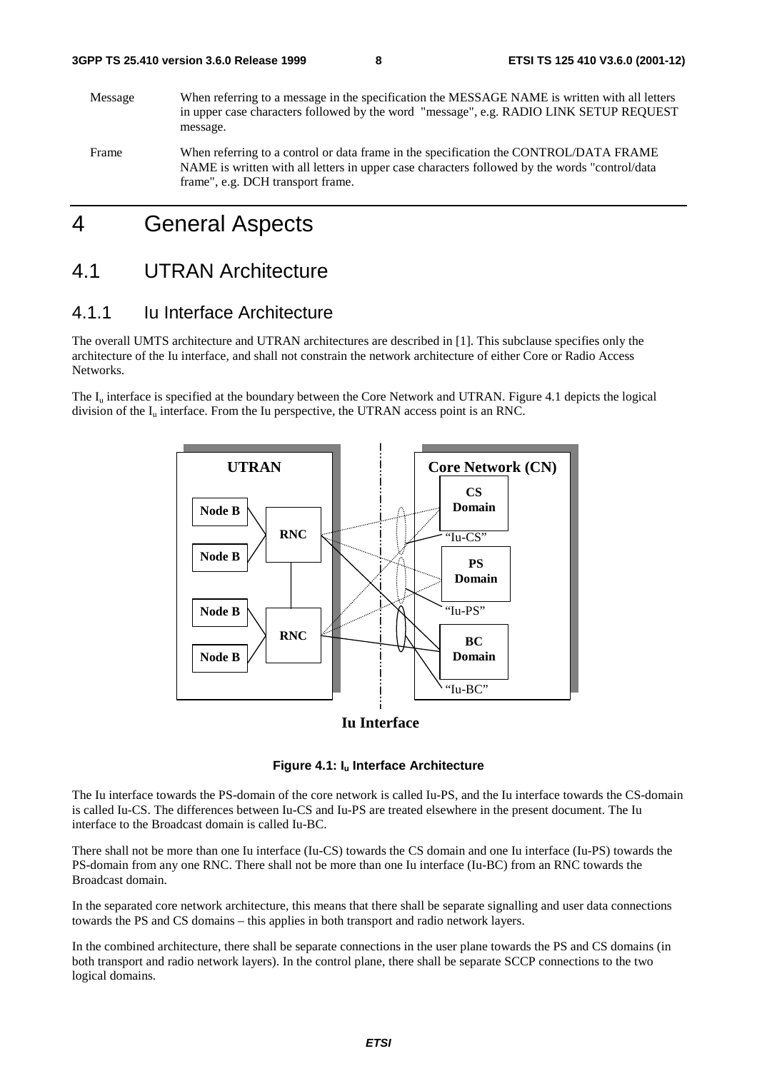Message When referring to a message in the specification the MESSAGE NAME is written with all letters in upper case characters followed by the word "message", e.g. RADIO LINK SETUP REQUEST message.

Frame When referring to a control or data frame in the specification the CONTROL/DATA FRAME NAME is written with all letters in upper case characters followed by the words "control/data frame", e.g. DCH transport frame.

# 4 General Aspects

## 4.1 UTRAN Architecture

### 4.1.1 Iu Interface Architecture

The overall UMTS architecture and UTRAN architectures are described in [1]. This subclause specifies only the architecture of the Iu interface, and shall not constrain the network architecture of either Core or Radio Access Networks.

The $I_u$ interface is specified at the boundary between the Core Network and UTRAN. Figure 4.1 depicts the logical division of the $I_u$ interface. From the Iu perspective, the UTRAN access point is an RNC.

**Figure 4.1: $I_u$ Interface Architecture**

The Iu interface towards the PS-domain of the core network is called Iu-PS, and the Iu interface towards the CS-domain is called Iu-CS. The differences between Iu-CS and Iu-PS are treated elsewhere in the present document. The Iu interface to the Broadcast domain is called Iu-BC.

There shall not be more than one Iu interface (Iu-CS) towards the CS domain and one Iu interface (Iu-PS) towards the PS-domain from any one RNC. There shall not be more than one Iu interface (Iu-BC) from an RNC towards the Broadcast domain.

In the separated core network architecture, this means that there shall be separate signalling and user data connections towards the PS and CS domains – this applies in both transport and radio network layers.

In the combined architecture, there shall be separate connections in the user plane towards the PS and CS domains (in both transport and radio network layers). In the control plane, there shall be separate SCCP connections to the two logical domains.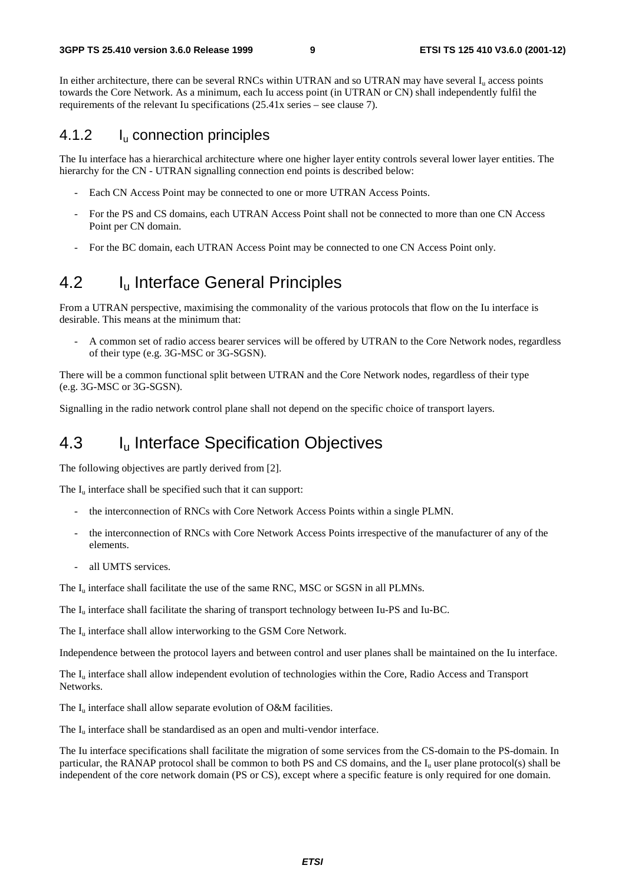In either architecture, there can be several RNCs within UTRAN and so UTRAN may have several $I_u$ access points towards the Core Network. As a minimum, each Iu access point (in UTRAN or CN) shall independently fulfil the requirements of the relevant Iu specifications (25.41x series – see clause 7).

### 4.1.2 $I_u$ connection principles

The Iu interface has a hierarchical architecture where one higher layer entity controls several lower layer entities. The hierarchy for the CN - UTRAN signalling connection end points is described below:

- Each CN Access Point may be connected to one or more UTRAN Access Points.
- For the PS and CS domains, each UTRAN Access Point shall not be connected to more than one CN Access Point per CN domain.
- For the BC domain, each UTRAN Access Point may be connected to one CN Access Point only.

## 4.2 $I_u$ Interface General Principles

From a UTRAN perspective, maximising the commonality of the various protocols that flow on the Iu interface is desirable. This means at the minimum that:

- A common set of radio access bearer services will be offered by UTRAN to the Core Network nodes, regardless of their type (e.g. 3G-MSC or 3G-SGSN).

There will be a common functional split between UTRAN and the Core Network nodes, regardless of their type (e.g. 3G-MSC or 3G-SGSN).

Signalling in the radio network control plane shall not depend on the specific choice of transport layers.

## 4.3 $I_u$ Interface Specification Objectives

The following objectives are partly derived from [2].

The $I_u$ interface shall be specified such that it can support:

- the interconnection of RNCs with Core Network Access Points within a single PLMN.
- the interconnection of RNCs with Core Network Access Points irrespective of the manufacturer of any of the elements.
- all UMTS services.

The $I_u$ interface shall facilitate the use of the same RNC, MSC or SGSN in all PLMNs.

The $I_u$ interface shall facilitate the sharing of transport technology between Iu-PS and Iu-BC.

The $I_u$ interface shall allow interworking to the GSM Core Network.

Independence between the protocol layers and between control and user planes shall be maintained on the Iu interface.

The $I_u$ interface shall allow independent evolution of technologies within the Core, Radio Access and Transport Networks.

The $I_u$ interface shall allow separate evolution of O&M facilities.

The $I_u$ interface shall be standardised as an open and multi-vendor interface.

The Iu interface specifications shall facilitate the migration of some services from the CS-domain to the PS-domain. In particular, the RANAP protocol shall be common to both PS and CS domains, and the $I_u$ user plane protocol(s) shall be independent of the core network domain (PS or CS), except where a specific feature is only required for one domain.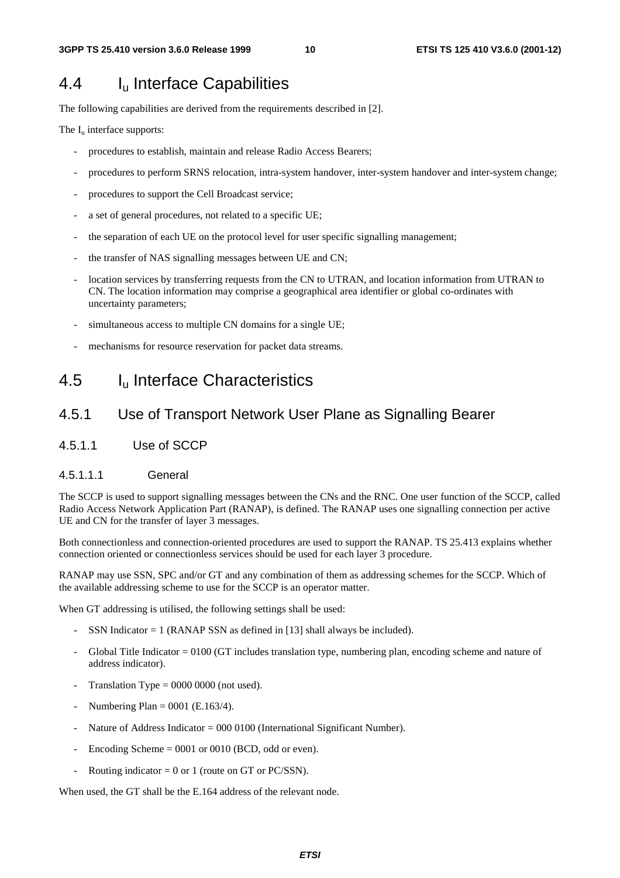## 4.4 $I_u$ Interface Capabilities

The following capabilities are derived from the requirements described in [2].

The $I_u$ interface supports:

- procedures to establish, maintain and release Radio Access Bearers;
- procedures to perform SRNS relocation, intra-system handover, inter-system handover and inter-system change;
- procedures to support the Cell Broadcast service;
- a set of general procedures, not related to a specific UE;
- the separation of each UE on the protocol level for user specific signalling management;
- the transfer of NAS signalling messages between UE and CN;
- location services by transferring requests from the CN to UTRAN, and location information from UTRAN to CN. The location information may comprise a geographical area identifier or global co-ordinates with uncertainty parameters;
- simultaneous access to multiple CN domains for a single UE;
- mechanisms for resource reservation for packet data streams.

## 4.5 $I_u$ Interface Characteristics

### 4.5.1 Use of Transport Network User Plane as Signalling Bearer

#### 4.5.1.1 Use of SCCP

##### 4.5.1.1.1 General

The SCCP is used to support signalling messages between the CNs and the RNC. One user function of the SCCP, called Radio Access Network Application Part (RANAP), is defined. The RANAP uses one signalling connection per active UE and CN for the transfer of layer 3 messages.

Both connectionless and connection-oriented procedures are used to support the RANAP. TS 25.413 explains whether connection oriented or connectionless services should be used for each layer 3 procedure.

RANAP may use SSN, SPC and/or GT and any combination of them as addressing schemes for the SCCP. Which of the available addressing scheme to use for the SCCP is an operator matter.

When GT addressing is utilised, the following settings shall be used:

- SSN Indicator = 1 (RANAP SSN as defined in [13] shall always be included).
- Global Title Indicator = 0100 (GT includes translation type, numbering plan, encoding scheme and nature of address indicator).
- Translation Type = 0000 0000 (not used).
- Numbering Plan = 0001 (E.163/4).
- Nature of Address Indicator = 000 0100 (International Significant Number).
- Encoding Scheme = 0001 or 0010 (BCD, odd or even).
- Routing indicator = 0 or 1 (route on GT or PC/SSN).

When used, the GT shall be the E.164 address of the relevant node.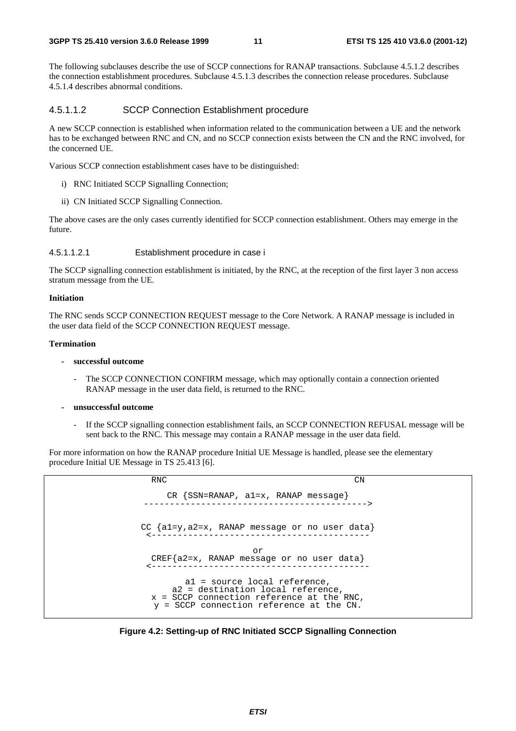The following subclauses describe the use of SCCP connections for RANAP transactions. Subclause 4.5.1.2 describes the connection establishment procedures. Subclause 4.5.1.3 describes the connection release procedures. Subclause 4.5.1.4 describes abnormal conditions.

#### 4.5.1.1.2 SCCP Connection Establishment procedure

A new SCCP connection is established when information related to the communication between a UE and the network has to be exchanged between RNC and CN, and no SCCP connection exists between the CN and the RNC involved, for the concerned UE.

Various SCCP connection establishment cases have to be distinguished:

i) RNC Initiated SCCP Signalling Connection;

ii) CN Initiated SCCP Signalling Connection.

The above cases are the only cases currently identified for SCCP connection establishment. Others may emerge in the future.

##### 4.5.1.1.2.1 Establishment procedure in case i

The SCCP signalling connection establishment is initiated, by the RNC, at the reception of the first layer 3 non access stratum message from the UE.

**Initiation**

The RNC sends SCCP CONNECTION REQUEST message to the Core Network. A RANAP message is included in the user data field of the SCCP CONNECTION REQUEST message.

**Termination**

- **successful outcome**
  - The SCCP CONNECTION CONFIRM message, which may optionally contain a connection oriented RANAP message in the user data field, is returned to the RNC.
- **unsuccessful outcome**
  - If the SCCP signalling connection establishment fails, an SCCP CONNECTION REFUSAL message will be sent back to the RNC. This message may contain a RANAP message in the user data field.

For more information on how the RANAP procedure Initial UE Message is handled, please see the elementary procedure Initial UE Message in TS 25.413 [6].

```
          RNC                                        CN

              CR {SSN=RANAP, a1=x, RANAP message}
          ------------------------------------------>


        CC {a1=y,a2=x, RANAP message or no user data}
          <-----------------------------------------

                             or
          CREF{a2=x, RANAP message or no user data}
          <-----------------------------------------

                  a1 = source local reference,
                a2 = destination local reference,
            x = SCCP connection reference at the RNC,
             y = SCCP connection reference at the CN.
```

**Figure 4.2: Setting-up of RNC Initiated SCCP Signalling Connection**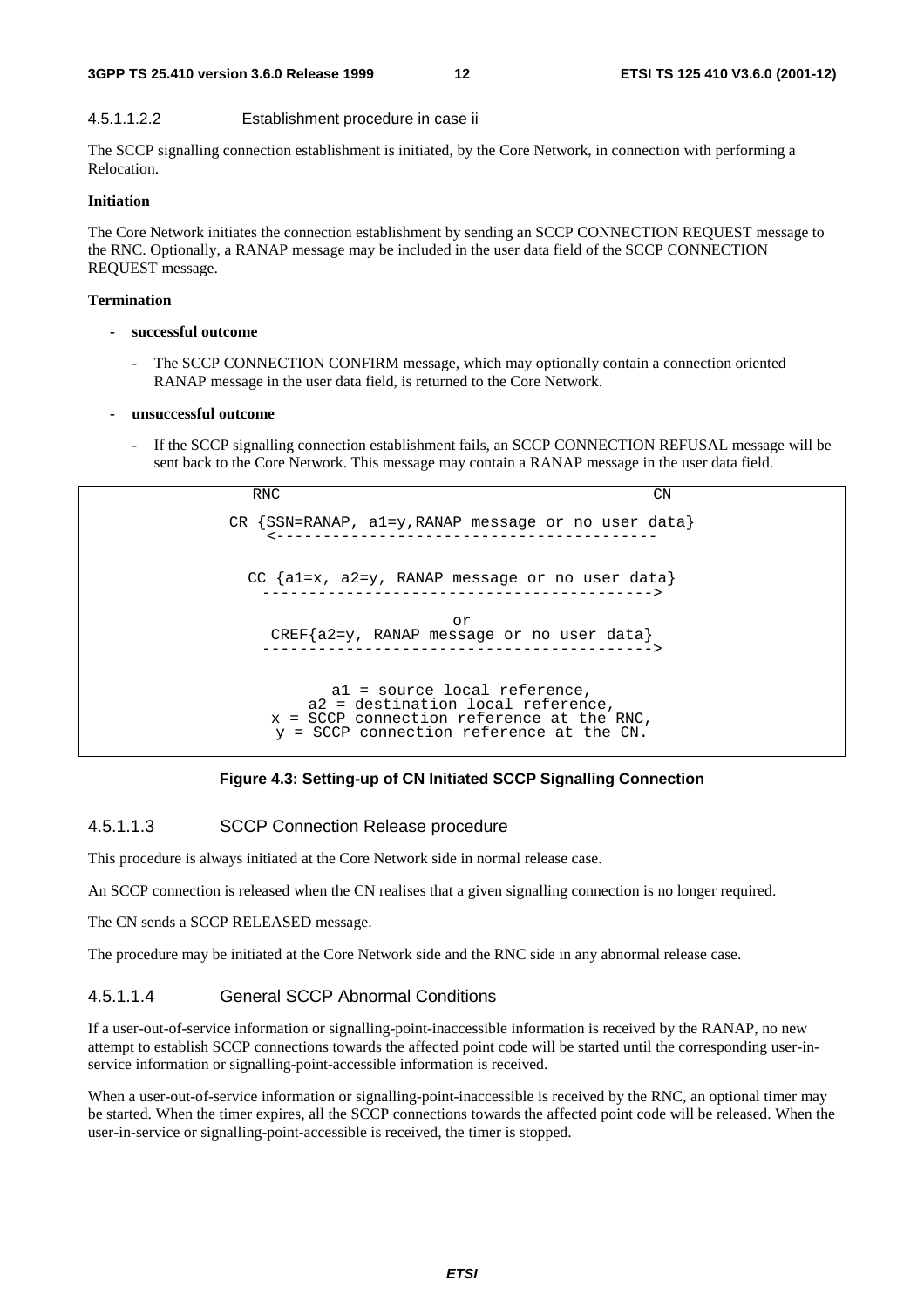#### 4.5.1.1.2.2 Establishment procedure in case ii

The SCCP signalling connection establishment is initiated, by the Core Network, in connection with performing a Relocation.

**Initiation**

The Core Network initiates the connection establishment by sending an SCCP CONNECTION REQUEST message to the RNC. Optionally, a RANAP message may be included in the user data field of the SCCP CONNECTION REQUEST message.

**Termination**

- **successful outcome**
  - The SCCP CONNECTION CONFIRM message, which may optionally contain a connection oriented RANAP message in the user data field, is returned to the Core Network.
- **unsuccessful outcome**
  - If the SCCP signalling connection establishment fails, an SCCP CONNECTION REFUSAL message will be sent back to the Core Network. This message may contain a RANAP message in the user data field.

```
              RNC                                              CN

            CR {SSN=RANAP, a1=y,RANAP message or no user data}
                <-----------------------------------------

              CC {a1=x, a2=y, RANAP message or no user data}
                ----------------------------------------->

                                   or
               CREF{a2=y, RANAP message or no user data}
                ----------------------------------------->


                      a1 = source local reference,
                  a2 = destination local reference,
               x = SCCP connection reference at the RNC,
                y = SCCP connection reference at the CN.
```

**Figure 4.3: Setting-up of CN Initiated SCCP Signalling Connection**

#### 4.5.1.1.3 SCCP Connection Release procedure

This procedure is always initiated at the Core Network side in normal release case.

An SCCP connection is released when the CN realises that a given signalling connection is no longer required.

The CN sends a SCCP RELEASED message.

The procedure may be initiated at the Core Network side and the RNC side in any abnormal release case.

#### 4.5.1.1.4 General SCCP Abnormal Conditions

If a user-out-of-service information or signalling-point-inaccessible information is received by the RANAP, no new attempt to establish SCCP connections towards the affected point code will be started until the corresponding user-in-service information or signalling-point-accessible information is received.

When a user-out-of-service information or signalling-point-inaccessible is received by the RNC, an optional timer may be started. When the timer expires, all the SCCP connections towards the affected point code will be released. When the user-in-service or signalling-point-accessible is received, the timer is stopped.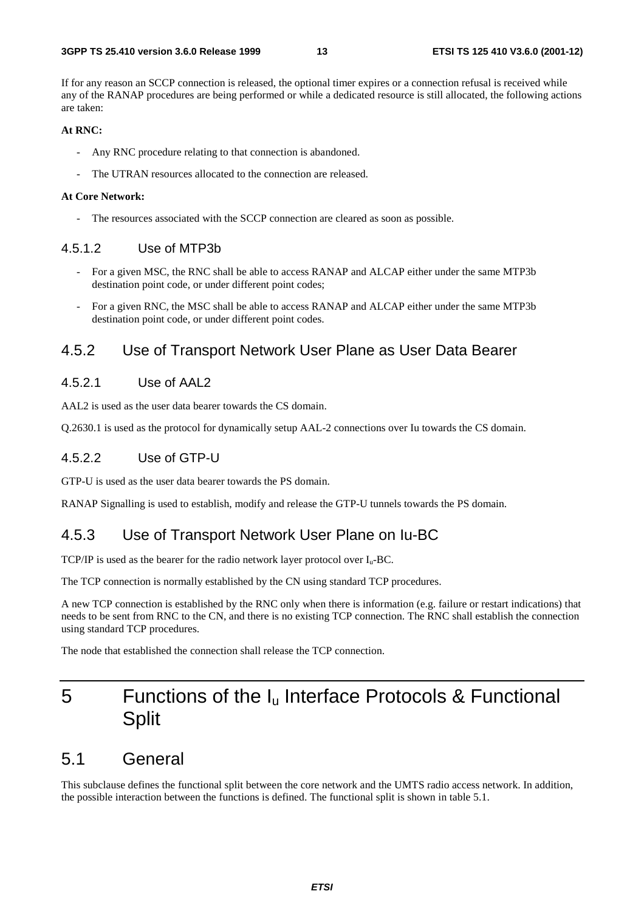If for any reason an SCCP connection is released, the optional timer expires or a connection refusal is received while any of the RANAP procedures are being performed or while a dedicated resource is still allocated, the following actions are taken:

**At RNC:**

- Any RNC procedure relating to that connection is abandoned.
- The UTRAN resources allocated to the connection are released.

**At Core Network:**

- The resources associated with the SCCP connection are cleared as soon as possible.

#### 4.5.1.2 Use of MTP3b

- For a given MSC, the RNC shall be able to access RANAP and ALCAP either under the same MTP3b destination point code, or under different point codes;
- For a given RNC, the MSC shall be able to access RANAP and ALCAP either under the same MTP3b destination point code, or under different point codes.

### 4.5.2 Use of Transport Network User Plane as User Data Bearer

#### 4.5.2.1 Use of AAL2

AAL2 is used as the user data bearer towards the CS domain.

Q.2630.1 is used as the protocol for dynamically setup AAL-2 connections over Iu towards the CS domain.

#### 4.5.2.2 Use of GTP-U

GTP-U is used as the user data bearer towards the PS domain.

RANAP Signalling is used to establish, modify and release the GTP-U tunnels towards the PS domain.

### 4.5.3 Use of Transport Network User Plane on Iu-BC

TCP/IP is used as the bearer for the radio network layer protocol over $I_u$-BC.

The TCP connection is normally established by the CN using standard TCP procedures.

A new TCP connection is established by the RNC only when there is information (e.g. failure or restart indications) that needs to be sent from RNC to the CN, and there is no existing TCP connection. The RNC shall establish the connection using standard TCP procedures.

The node that established the connection shall release the TCP connection.

# 5 Functions of the $I_u$ Interface Protocols & Functional Split

## 5.1 General

This subclause defines the functional split between the core network and the UMTS radio access network. In addition, the possible interaction between the functions is defined. The functional split is shown in table 5.1.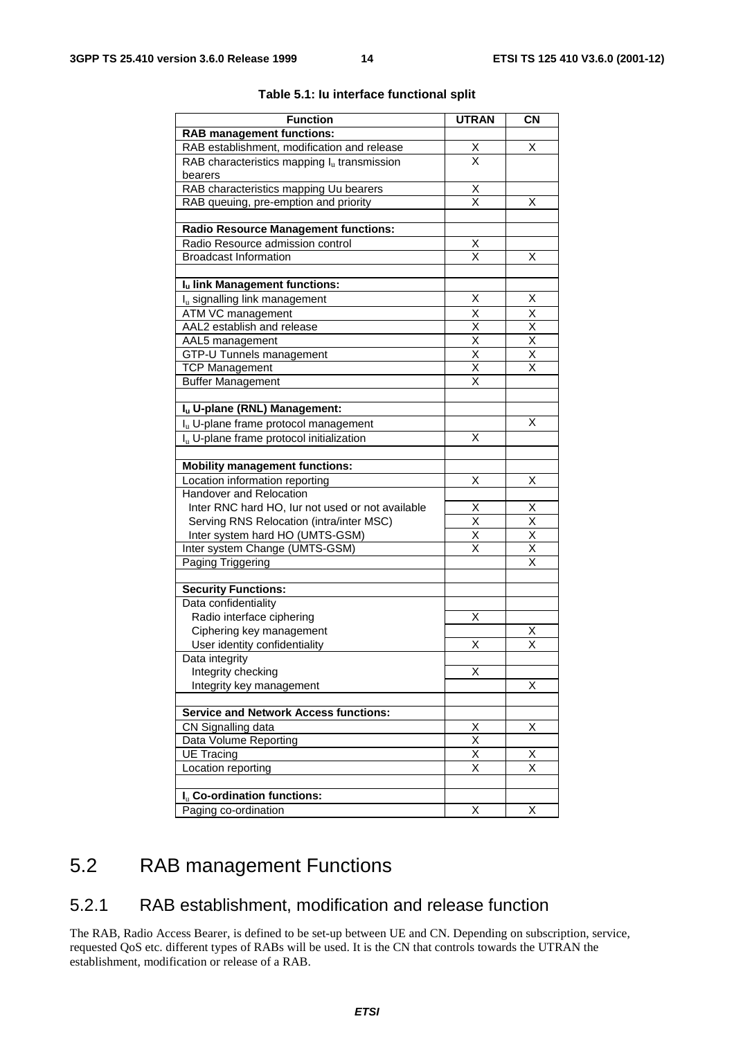**Table 5.1: Iu interface functional split**

| Function | UTRAN | CN |
|---|---|---|
| **RAB management functions:** | | |
| RAB establishment, modification and release | X | X |
| RAB characteristics mapping $I_u$ transmission bearers | X | |
| RAB characteristics mapping Uu bearers | X | |
| RAB queuing, pre-emption and priority | X | X |
| | | |
| **Radio Resource Management functions:** | | |
| Radio Resource admission control | X | |
| Broadcast Information | X | X |
| | | |
| **$I_u$ link Management functions:** | | |
| $I_u$ signalling link management | X | X |
| ATM VC management | X | X |
| AAL2 establish and release | X | X |
| AAL5 management | X | X |
| GTP-U Tunnels management | X | X |
| TCP Management | X | X |
| Buffer Management | X | |
| | | |
| **$I_u$ U-plane (RNL) Management:** | | |
| $I_u$ U-plane frame protocol management | | X |
| $I_u$ U-plane frame protocol initialization | X | |
| | | |
| **Mobility management functions:** | | |
| Location information reporting | X | X |
| Handover and Relocation | | |
| Inter RNC hard HO, Iur not used or not available | X | X |
| Serving RNS Relocation (intra/inter MSC) | X | X |
| Inter system hard HO (UMTS-GSM) | X | X |
| Inter system Change (UMTS-GSM) | X | X |
| Paging Triggering | | X |
| | | |
| **Security Functions:** | | |
| Data confidentiality | | |
| Radio interface ciphering | X | |
| Ciphering key management | | X |
| User identity confidentiality | X | X |
| Data integrity | | |
| Integrity checking | X | |
| Integrity key management | | X |
| | | |
| **Service and Network Access functions:** | | |
| CN Signalling data | X | X |
| Data Volume Reporting | X | |
| UE Tracing | X | X |
| Location reporting | X | X |
| | | |
| **$I_u$ Co-ordination functions:** | | |
| Paging co-ordination | X | X |

# 5.2 RAB management Functions

## 5.2.1 RAB establishment, modification and release function

The RAB, Radio Access Bearer, is defined to be set-up between UE and CN. Depending on subscription, service, requested QoS etc. different types of RABs will be used. It is the CN that controls towards the UTRAN the establishment, modification or release of a RAB.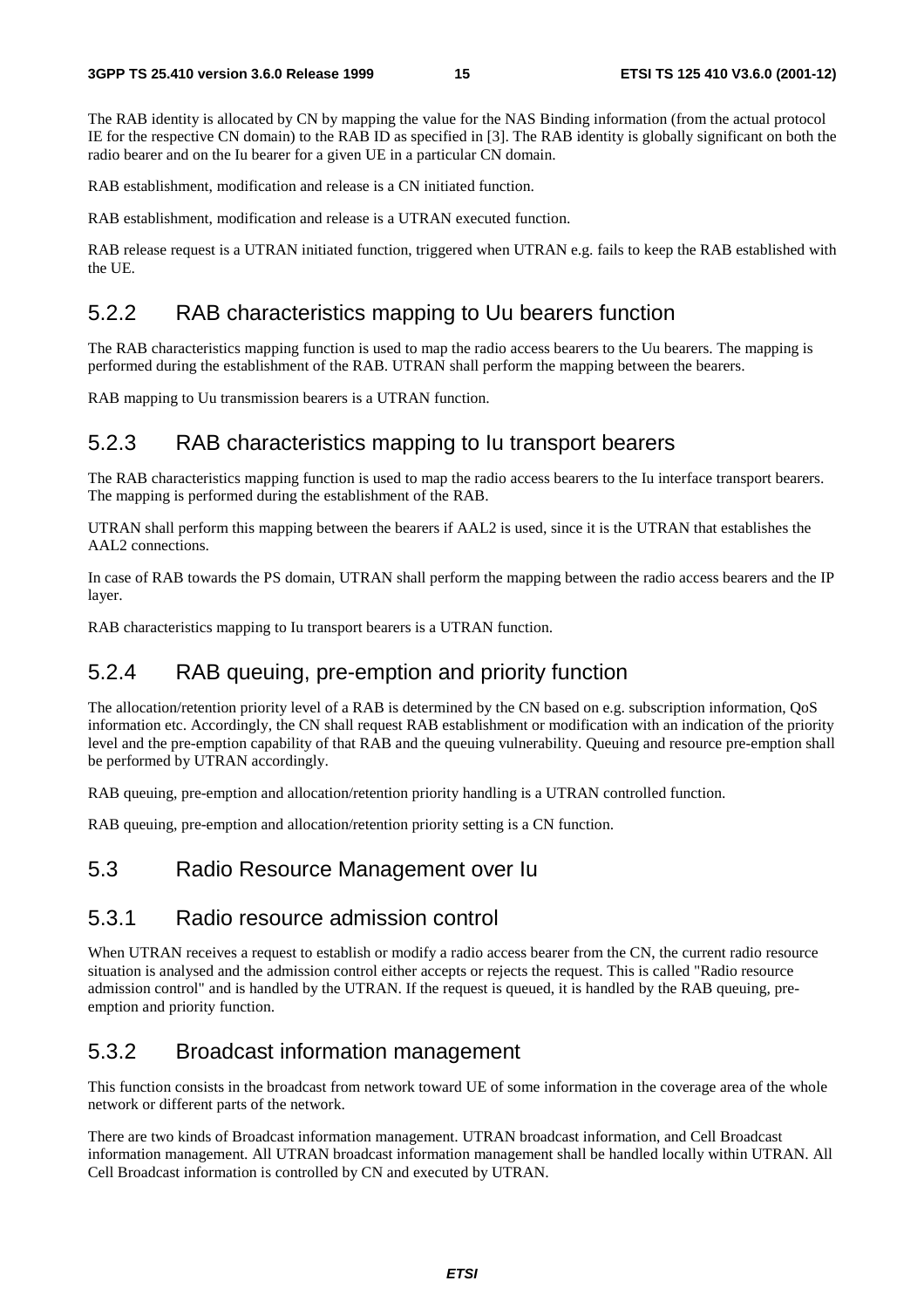The RAB identity is allocated by CN by mapping the value for the NAS Binding information (from the actual protocol IE for the respective CN domain) to the RAB ID as specified in [3]. The RAB identity is globally significant on both the radio bearer and on the Iu bearer for a given UE in a particular CN domain.

RAB establishment, modification and release is a CN initiated function.

RAB establishment, modification and release is a UTRAN executed function.

RAB release request is a UTRAN initiated function, triggered when UTRAN e.g. fails to keep the RAB established with the UE.

### 5.2.2 RAB characteristics mapping to Uu bearers function

The RAB characteristics mapping function is used to map the radio access bearers to the Uu bearers. The mapping is performed during the establishment of the RAB. UTRAN shall perform the mapping between the bearers.

RAB mapping to Uu transmission bearers is a UTRAN function.

### 5.2.3 RAB characteristics mapping to Iu transport bearers

The RAB characteristics mapping function is used to map the radio access bearers to the Iu interface transport bearers. The mapping is performed during the establishment of the RAB.

UTRAN shall perform this mapping between the bearers if AAL2 is used, since it is the UTRAN that establishes the AAL2 connections.

In case of RAB towards the PS domain, UTRAN shall perform the mapping between the radio access bearers and the IP layer.

RAB characteristics mapping to Iu transport bearers is a UTRAN function.

### 5.2.4 RAB queuing, pre-emption and priority function

The allocation/retention priority level of a RAB is determined by the CN based on e.g. subscription information, QoS information etc. Accordingly, the CN shall request RAB establishment or modification with an indication of the priority level and the pre-emption capability of that RAB and the queuing vulnerability. Queuing and resource pre-emption shall be performed by UTRAN accordingly.

RAB queuing, pre-emption and allocation/retention priority handling is a UTRAN controlled function.

RAB queuing, pre-emption and allocation/retention priority setting is a CN function.

## 5.3 Radio Resource Management over Iu

### 5.3.1 Radio resource admission control

When UTRAN receives a request to establish or modify a radio access bearer from the CN, the current radio resource situation is analysed and the admission control either accepts or rejects the request. This is called "Radio resource admission control" and is handled by the UTRAN. If the request is queued, it is handled by the RAB queuing, pre-emption and priority function.

### 5.3.2 Broadcast information management

This function consists in the broadcast from network toward UE of some information in the coverage area of the whole network or different parts of the network.

There are two kinds of Broadcast information management. UTRAN broadcast information, and Cell Broadcast information management. All UTRAN broadcast information management shall be handled locally within UTRAN. All Cell Broadcast information is controlled by CN and executed by UTRAN.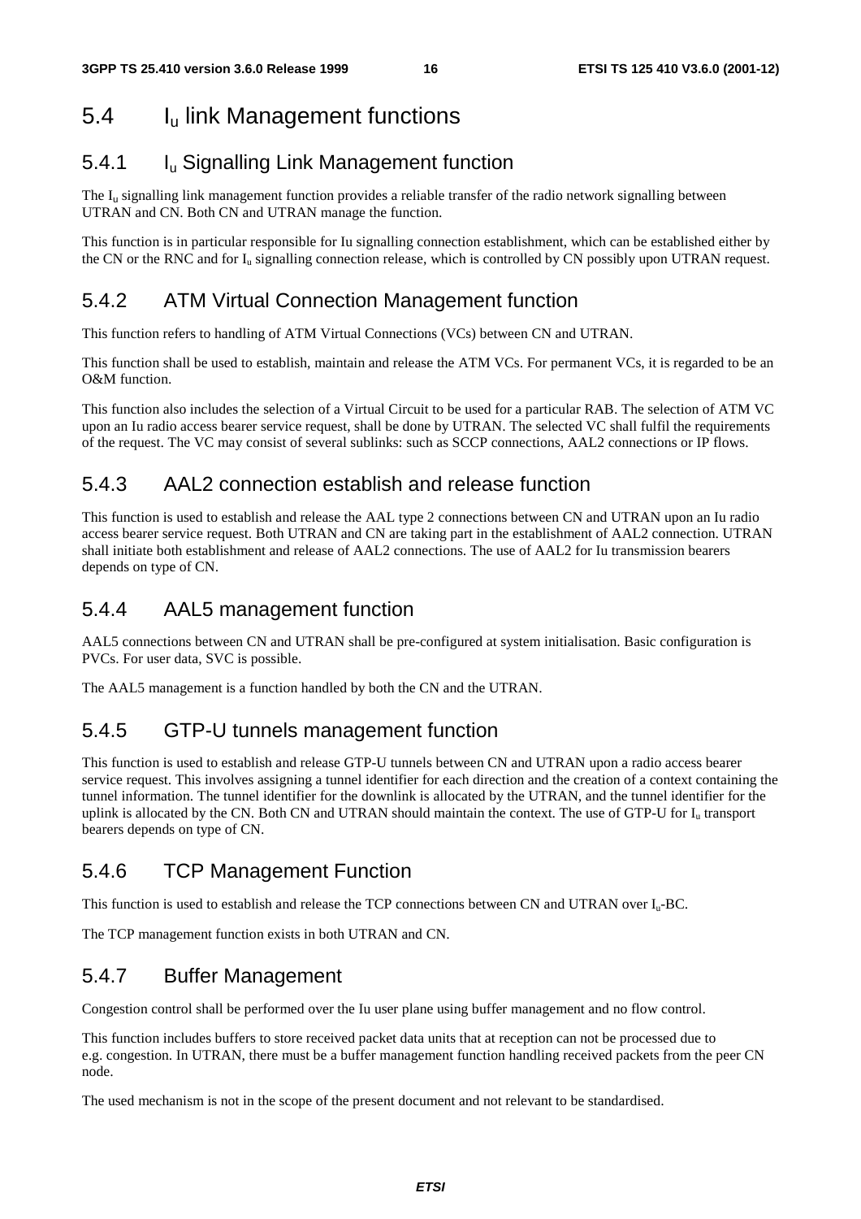## 5.4 $I_u$ link Management functions

### 5.4.1 $I_u$ Signalling Link Management function

The $I_u$ signalling link management function provides a reliable transfer of the radio network signalling between UTRAN and CN. Both CN and UTRAN manage the function.

This function is in particular responsible for Iu signalling connection establishment, which can be established either by the CN or the RNC and for $I_u$ signalling connection release, which is controlled by CN possibly upon UTRAN request.

### 5.4.2 ATM Virtual Connection Management function

This function refers to handling of ATM Virtual Connections (VCs) between CN and UTRAN.

This function shall be used to establish, maintain and release the ATM VCs. For permanent VCs, it is regarded to be an O&M function.

This function also includes the selection of a Virtual Circuit to be used for a particular RAB. The selection of ATM VC upon an Iu radio access bearer service request, shall be done by UTRAN. The selected VC shall fulfil the requirements of the request. The VC may consist of several sublinks: such as SCCP connections, AAL2 connections or IP flows.

### 5.4.3 AAL2 connection establish and release function

This function is used to establish and release the AAL type 2 connections between CN and UTRAN upon an Iu radio access bearer service request. Both UTRAN and CN are taking part in the establishment of AAL2 connection. UTRAN shall initiate both establishment and release of AAL2 connections. The use of AAL2 for Iu transmission bearers depends on type of CN.

### 5.4.4 AAL5 management function

AAL5 connections between CN and UTRAN shall be pre-configured at system initialisation. Basic configuration is PVCs. For user data, SVC is possible.

The AAL5 management is a function handled by both the CN and the UTRAN.

### 5.4.5 GTP-U tunnels management function

This function is used to establish and release GTP-U tunnels between CN and UTRAN upon a radio access bearer service request. This involves assigning a tunnel identifier for each direction and the creation of a context containing the tunnel information. The tunnel identifier for the downlink is allocated by the UTRAN, and the tunnel identifier for the uplink is allocated by the CN. Both CN and UTRAN should maintain the context. The use of GTP-U for $I_u$ transport bearers depends on type of CN.

### 5.4.6 TCP Management Function

This function is used to establish and release the TCP connections between CN and UTRAN over $I_u$-BC.

The TCP management function exists in both UTRAN and CN.

### 5.4.7 Buffer Management

Congestion control shall be performed over the Iu user plane using buffer management and no flow control.

This function includes buffers to store received packet data units that at reception can not be processed due to e.g. congestion. In UTRAN, there must be a buffer management function handling received packets from the peer CN node.

The used mechanism is not in the scope of the present document and not relevant to be standardised.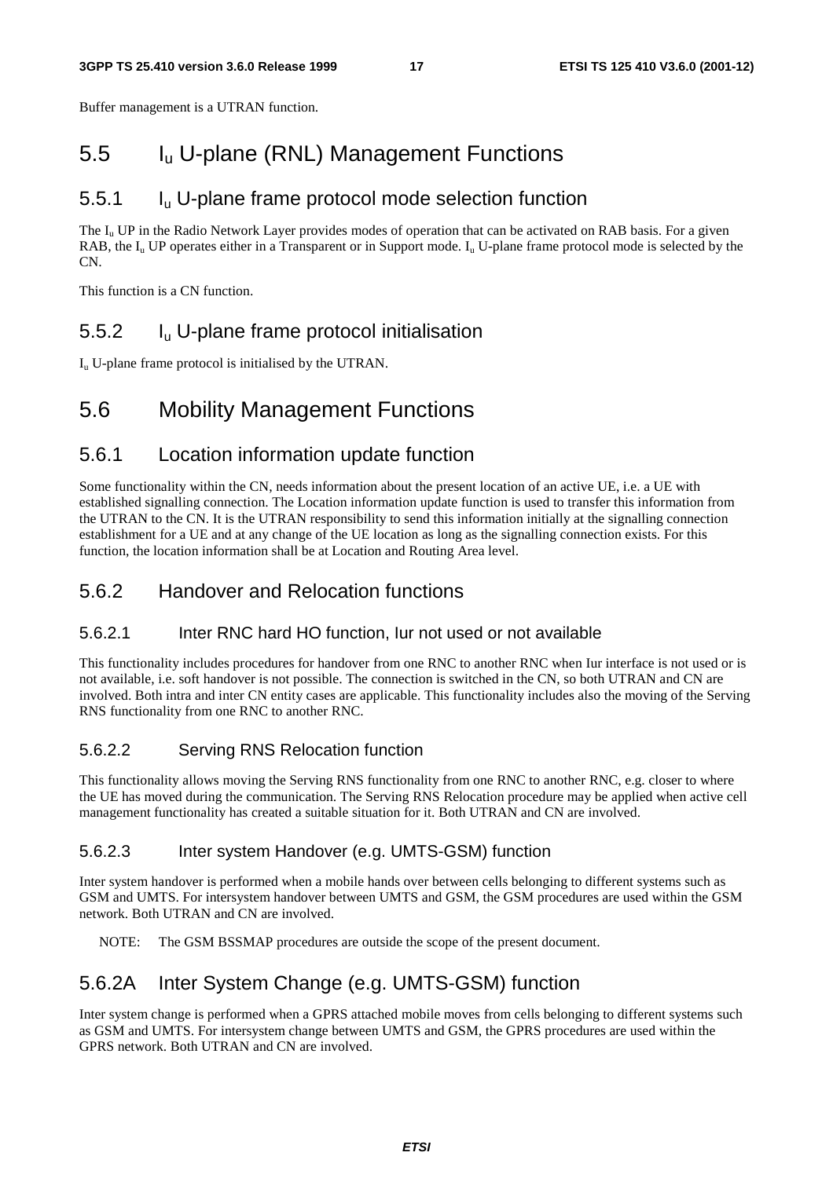Buffer management is a UTRAN function.

## 5.5 $I_u$ U-plane (RNL) Management Functions

### 5.5.1 $I_u$ U-plane frame protocol mode selection function

The $I_u$ UP in the Radio Network Layer provides modes of operation that can be activated on RAB basis. For a given RAB, the $I_u$ UP operates either in a Transparent or in Support mode. $I_u$ U-plane frame protocol mode is selected by the CN.

This function is a CN function.

### 5.5.2 $I_u$ U-plane frame protocol initialisation

$I_u$ U-plane frame protocol is initialised by the UTRAN.

## 5.6 Mobility Management Functions

### 5.6.1 Location information update function

Some functionality within the CN, needs information about the present location of an active UE, i.e. a UE with established signalling connection. The Location information update function is used to transfer this information from the UTRAN to the CN. It is the UTRAN responsibility to send this information initially at the signalling connection establishment for a UE and at any change of the UE location as long as the signalling connection exists. For this function, the location information shall be at Location and Routing Area level.

### 5.6.2 Handover and Relocation functions

#### 5.6.2.1 Inter RNC hard HO function, Iur not used or not available

This functionality includes procedures for handover from one RNC to another RNC when Iur interface is not used or is not available, i.e. soft handover is not possible. The connection is switched in the CN, so both UTRAN and CN are involved. Both intra and inter CN entity cases are applicable. This functionality includes also the moving of the Serving RNS functionality from one RNC to another RNC.

#### 5.6.2.2 Serving RNS Relocation function

This functionality allows moving the Serving RNS functionality from one RNC to another RNC, e.g. closer to where the UE has moved during the communication. The Serving RNS Relocation procedure may be applied when active cell management functionality has created a suitable situation for it. Both UTRAN and CN are involved.

#### 5.6.2.3 Inter system Handover (e.g. UMTS-GSM) function

Inter system handover is performed when a mobile hands over between cells belonging to different systems such as GSM and UMTS. For intersystem handover between UMTS and GSM, the GSM procedures are used within the GSM network. Both UTRAN and CN are involved.

NOTE: The GSM BSSMAP procedures are outside the scope of the present document.

### 5.6.2A Inter System Change (e.g. UMTS-GSM) function

Inter system change is performed when a GPRS attached mobile moves from cells belonging to different systems such as GSM and UMTS. For intersystem change between UMTS and GSM, the GPRS procedures are used within the GPRS network. Both UTRAN and CN are involved.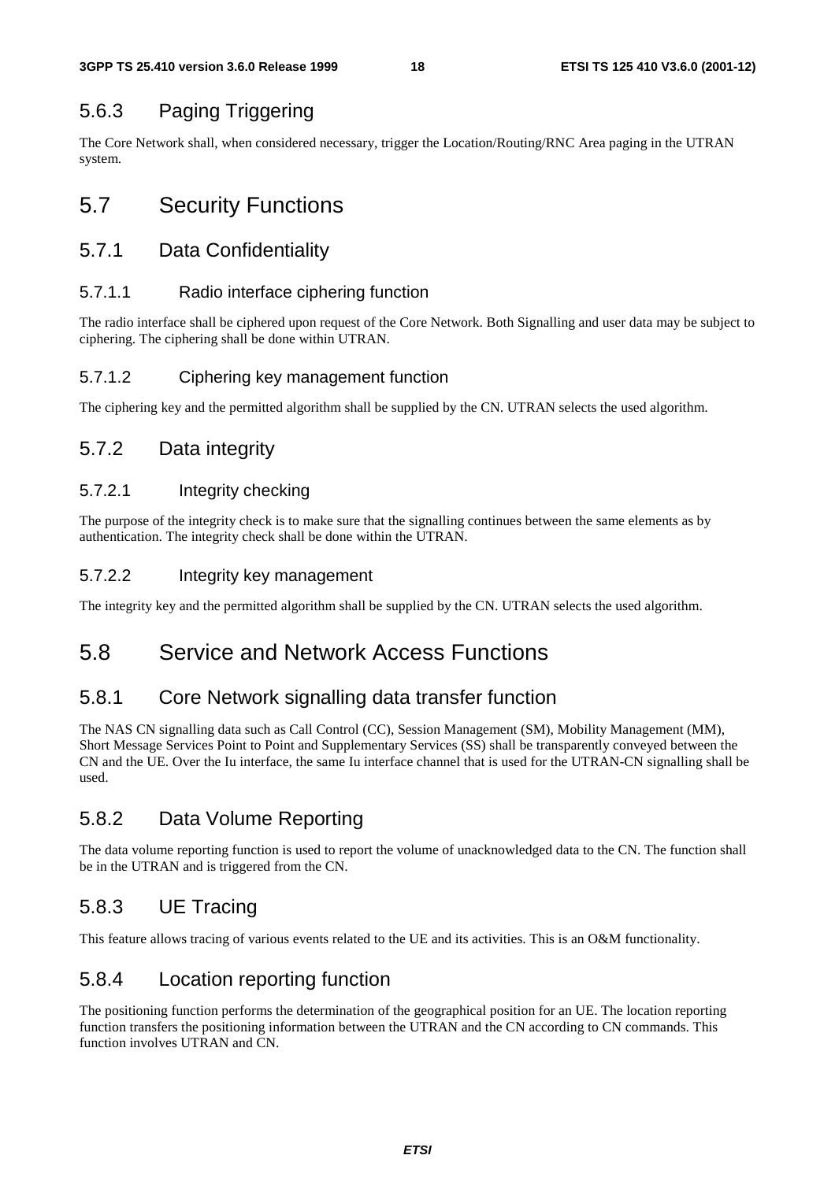### 5.6.3 Paging Triggering

The Core Network shall, when considered necessary, trigger the Location/Routing/RNC Area paging in the UTRAN system.

## 5.7 Security Functions

### 5.7.1 Data Confidentiality

#### 5.7.1.1 Radio interface ciphering function

The radio interface shall be ciphered upon request of the Core Network. Both Signalling and user data may be subject to ciphering. The ciphering shall be done within UTRAN.

#### 5.7.1.2 Ciphering key management function

The ciphering key and the permitted algorithm shall be supplied by the CN. UTRAN selects the used algorithm.

### 5.7.2 Data integrity

#### 5.7.2.1 Integrity checking

The purpose of the integrity check is to make sure that the signalling continues between the same elements as by authentication. The integrity check shall be done within the UTRAN.

#### 5.7.2.2 Integrity key management

The integrity key and the permitted algorithm shall be supplied by the CN. UTRAN selects the used algorithm.

## 5.8 Service and Network Access Functions

### 5.8.1 Core Network signalling data transfer function

The NAS CN signalling data such as Call Control (CC), Session Management (SM), Mobility Management (MM), Short Message Services Point to Point and Supplementary Services (SS) shall be transparently conveyed between the CN and the UE. Over the Iu interface, the same Iu interface channel that is used for the UTRAN-CN signalling shall be used.

### 5.8.2 Data Volume Reporting

The data volume reporting function is used to report the volume of unacknowledged data to the CN. The function shall be in the UTRAN and is triggered from the CN.

### 5.8.3 UE Tracing

This feature allows tracing of various events related to the UE and its activities. This is an O&M functionality.

### 5.8.4 Location reporting function

The positioning function performs the determination of the geographical position for an UE. The location reporting function transfers the positioning information between the UTRAN and the CN according to CN commands. This function involves UTRAN and CN.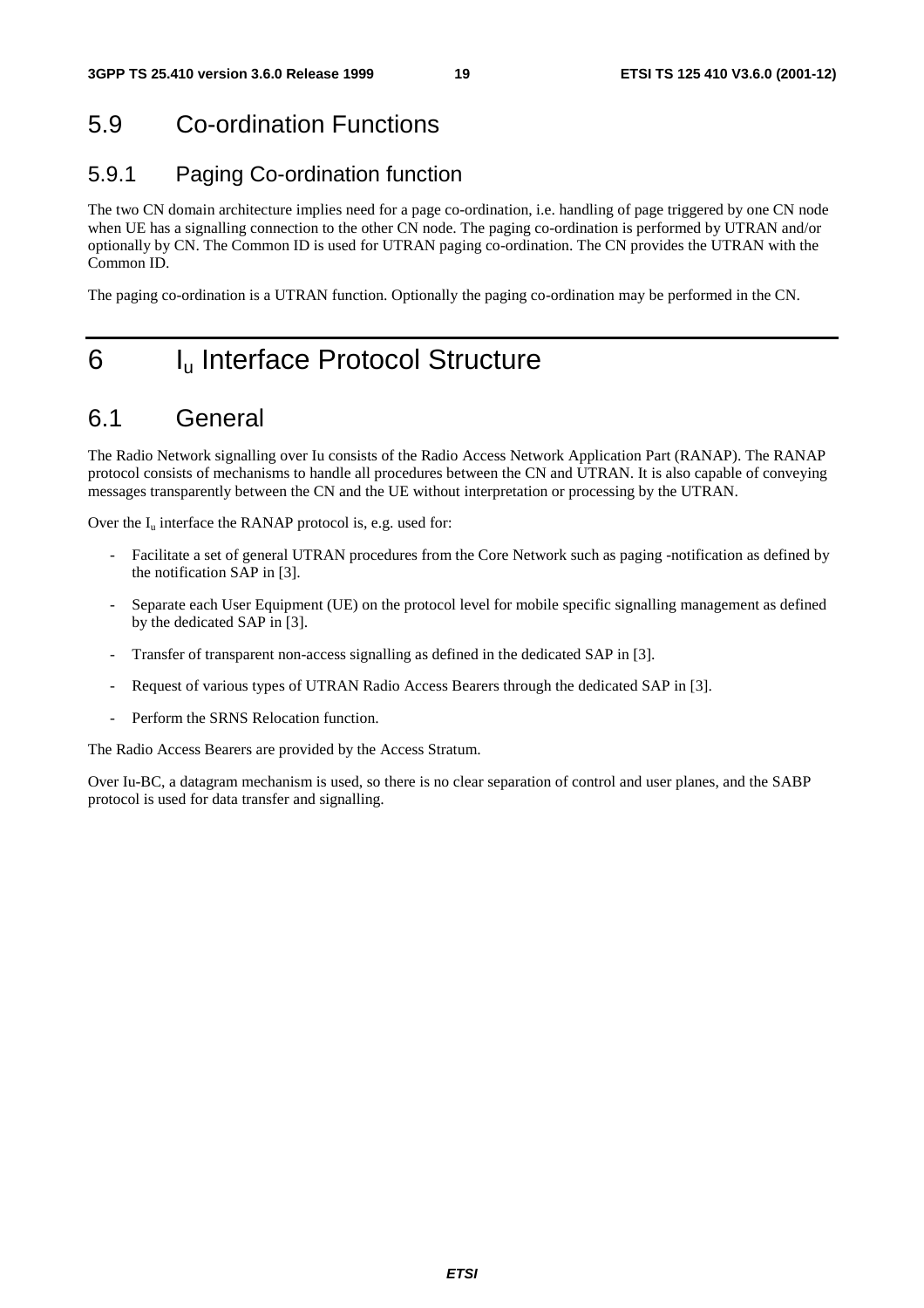## 5.9 Co-ordination Functions

### 5.9.1 Paging Co-ordination function

The two CN domain architecture implies need for a page co-ordination, i.e. handling of page triggered by one CN node when UE has a signalling connection to the other CN node. The paging co-ordination is performed by UTRAN and/or optionally by CN. The Common ID is used for UTRAN paging co-ordination. The CN provides the UTRAN with the Common ID.

The paging co-ordination is a UTRAN function. Optionally the paging co-ordination may be performed in the CN.

# 6 $I_u$ Interface Protocol Structure

## 6.1 General

The Radio Network signalling over Iu consists of the Radio Access Network Application Part (RANAP). The RANAP protocol consists of mechanisms to handle all procedures between the CN and UTRAN. It is also capable of conveying messages transparently between the CN and the UE without interpretation or processing by the UTRAN.

Over the $I_u$ interface the RANAP protocol is, e.g. used for:

- Facilitate a set of general UTRAN procedures from the Core Network such as paging -notification as defined by the notification SAP in [3].
- Separate each User Equipment (UE) on the protocol level for mobile specific signalling management as defined by the dedicated SAP in [3].
- Transfer of transparent non-access signalling as defined in the dedicated SAP in [3].
- Request of various types of UTRAN Radio Access Bearers through the dedicated SAP in [3].
- Perform the SRNS Relocation function.

The Radio Access Bearers are provided by the Access Stratum.

Over Iu-BC, a datagram mechanism is used, so there is no clear separation of control and user planes, and the SABP protocol is used for data transfer and signalling.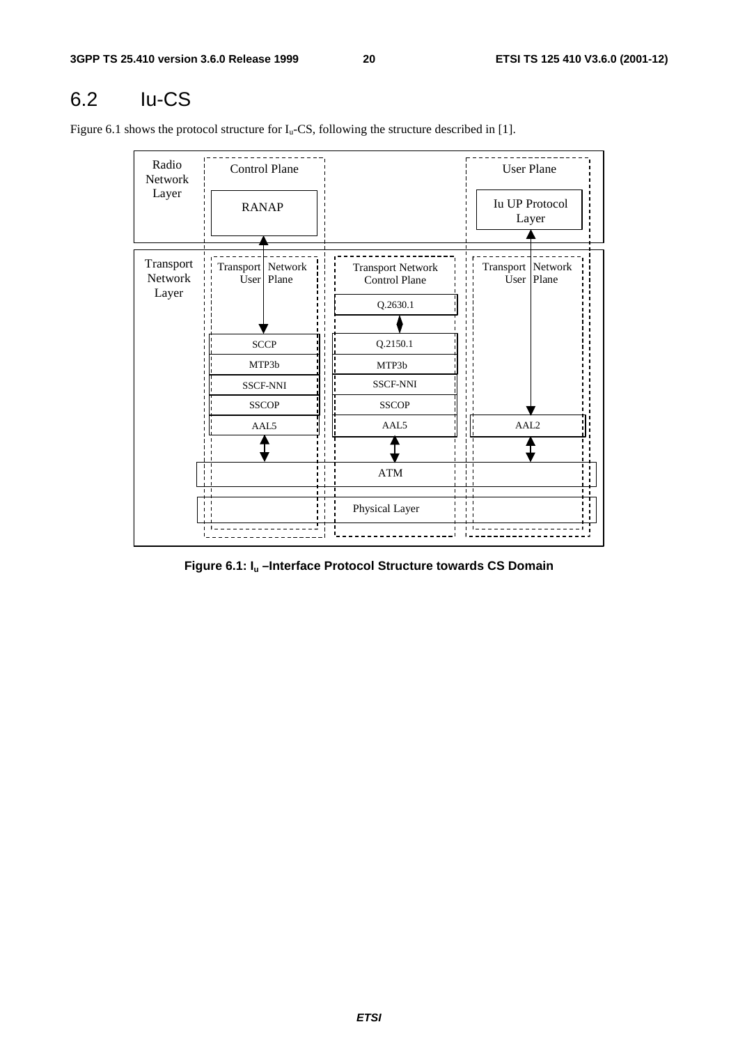## 6.2 Iu-CS

Figure 6.1 shows the protocol structure for $I_u$-CS, following the structure described in [1].

**Figure 6.1: $I_u$ –Interface Protocol Structure towards CS Domain**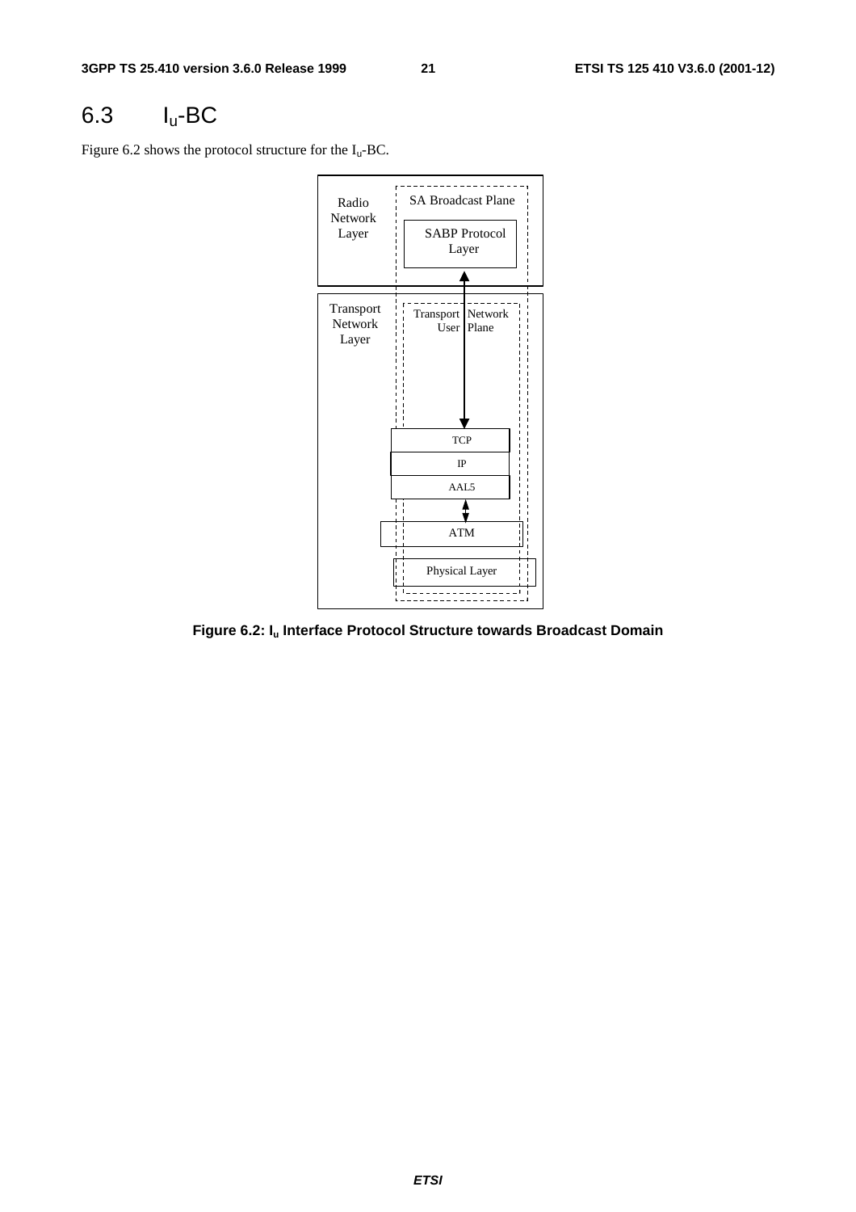## 6.3 $I_u$-BC

Figure 6.2 shows the protocol structure for the $I_u$-BC.

**Figure 6.2: $I_u$ Interface Protocol Structure towards Broadcast Domain**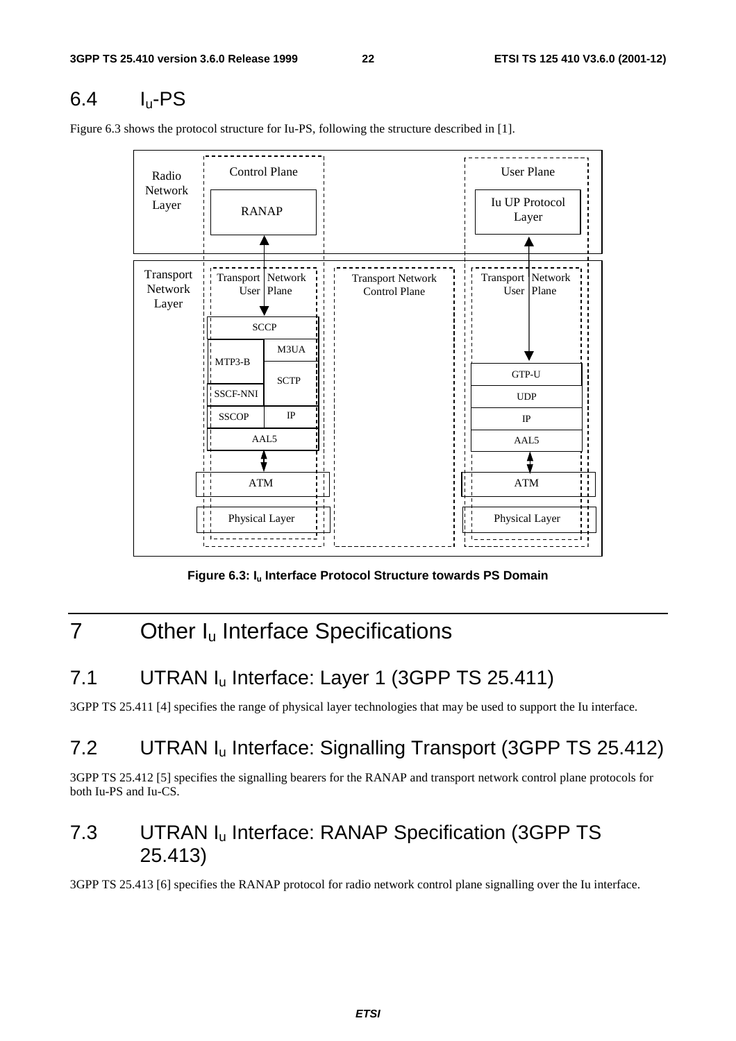## 6.4 $I_u$-PS

Figure 6.3 shows the protocol structure for Iu-PS, following the structure described in [1].

Figure 6.3: $I_u$ Interface Protocol Structure towards PS Domain

# 7 Other $I_u$ Interface Specifications

## 7.1 UTRAN $I_u$ Interface: Layer 1 (3GPP TS 25.411)

3GPP TS 25.411 [4] specifies the range of physical layer technologies that may be used to support the Iu interface.

## 7.2 UTRAN $I_u$ Interface: Signalling Transport (3GPP TS 25.412)

3GPP TS 25.412 [5] specifies the signalling bearers for the RANAP and transport network control plane protocols for both Iu-PS and Iu-CS.

## 7.3 UTRAN $I_u$ Interface: RANAP Specification (3GPP TS 25.413)

3GPP TS 25.413 [6] specifies the RANAP protocol for radio network control plane signalling over the Iu interface.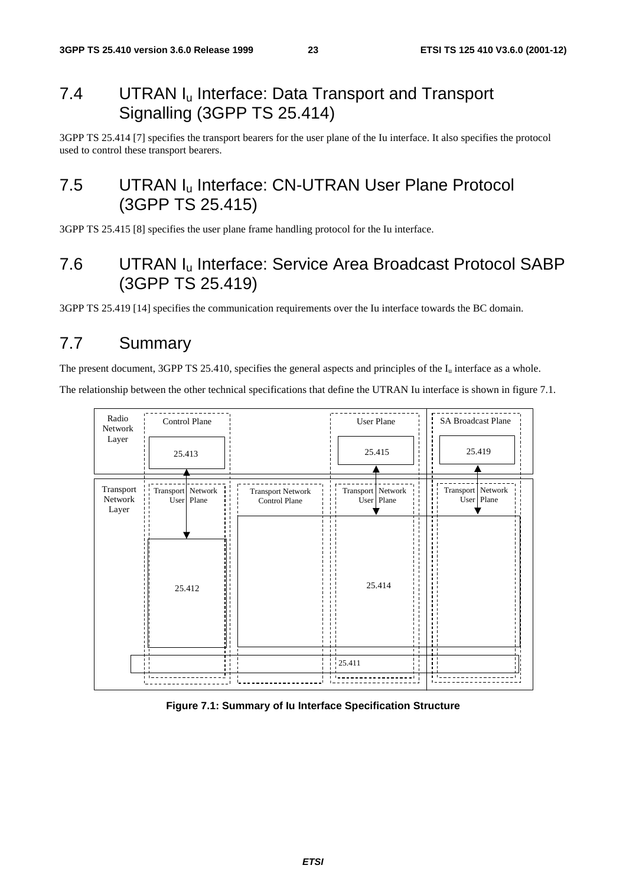## 7.4 UTRAN $I_u$ Interface: Data Transport and Transport Signalling (3GPP TS 25.414)

3GPP TS 25.414 [7] specifies the transport bearers for the user plane of the Iu interface. It also specifies the protocol used to control these transport bearers.

## 7.5 UTRAN $I_u$ Interface: CN-UTRAN User Plane Protocol (3GPP TS 25.415)

3GPP TS 25.415 [8] specifies the user plane frame handling protocol for the Iu interface.

## 7.6 UTRAN $I_u$ Interface: Service Area Broadcast Protocol SABP (3GPP TS 25.419)

3GPP TS 25.419 [14] specifies the communication requirements over the Iu interface towards the BC domain.

## 7.7 Summary

The present document, 3GPP TS 25.410, specifies the general aspects and principles of the $I_u$ interface as a whole.

The relationship between the other technical specifications that define the UTRAN Iu interface is shown in figure 7.1.

Radio Network Layer | Control Plane | User Plane | SA Broadcast Plane | 25.413 | 25.415 | 25.419

Transport Network Layer | Transport Network User Plane | Transport Network Control Plane | Transport Network User Plane | Transport Network User Plane | 25.412 | 25.414 | 25.411

**Figure 7.1: Summary of Iu Interface Specification Structure**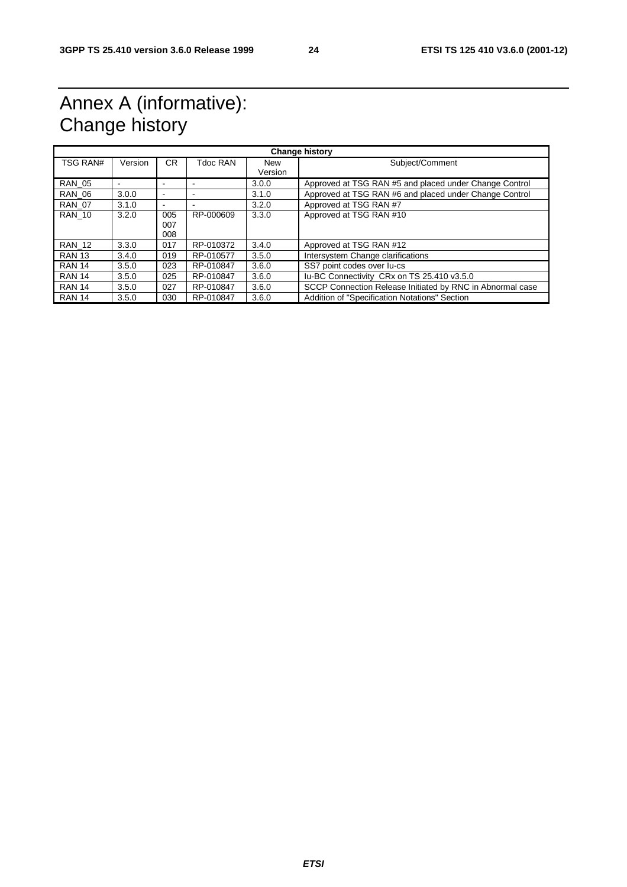# Annex A (informative): Change history

| Change history | | | | | |
|---|---|---|---|---|---|
| TSG RAN# | Version | CR | Tdoc RAN | New Version | Subject/Comment |
| RAN_05 | - | - | - | 3.0.0 | Approved at TSG RAN #5 and placed under Change Control |
| RAN_06 | 3.0.0 | - | - | 3.1.0 | Approved at TSG RAN #6 and placed under Change Control |
| RAN_07 | 3.1.0 | - | - | 3.2.0 | Approved at TSG RAN #7 |
| RAN_10 | 3.2.0 | 005 007 008 | RP-000609 | 3.3.0 | Approved at TSG RAN #10 |
| RAN_12 | 3.3.0 | 017 | RP-010372 | 3.4.0 | Approved at TSG RAN #12 |
| RAN 13 | 3.4.0 | 019 | RP-010577 | 3.5.0 | Intersystem Change clarifications |
| RAN 14 | 3.5.0 | 023 | RP-010847 | 3.6.0 | SS7 point codes over Iu-cs |
| RAN 14 | 3.5.0 | 025 | RP-010847 | 3.6.0 | Iu-BC Connectivity CRx on TS 25.410 v3.5.0 |
| RAN 14 | 3.5.0 | 027 | RP-010847 | 3.6.0 | SCCP Connection Release Initiated by RNC in Abnormal case |
| RAN 14 | 3.5.0 | 030 | RP-010847 | 3.6.0 | Addition of "Specification Notations" Section |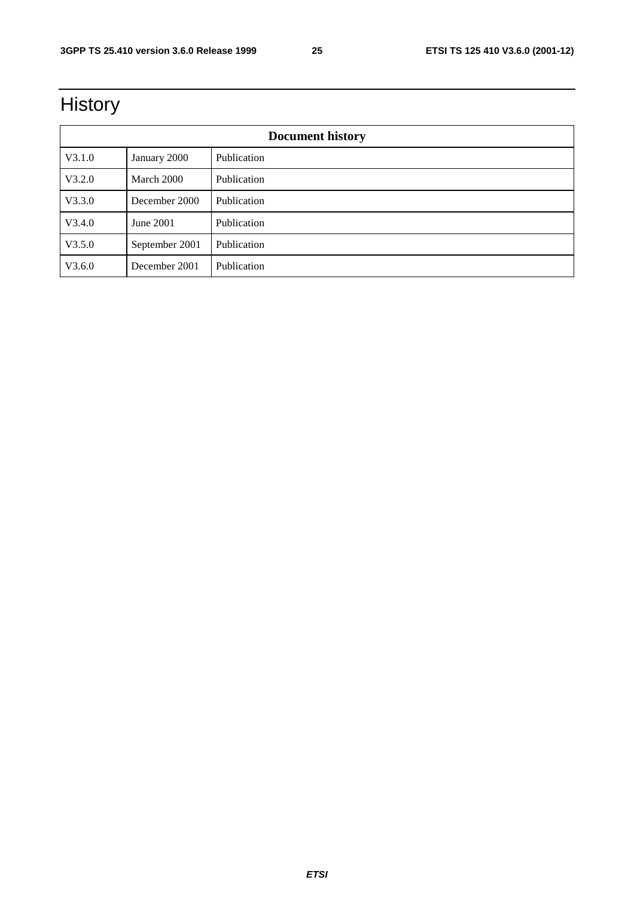# History

| Document history | | |
|---|---|---|
| V3.1.0 | January 2000 | Publication |
| V3.2.0 | March 2000 | Publication |
| V3.3.0 | December 2000 | Publication |
| V3.4.0 | June 2001 | Publication |
| V3.5.0 | September 2001 | Publication |
| V3.6.0 | December 2001 | Publication |